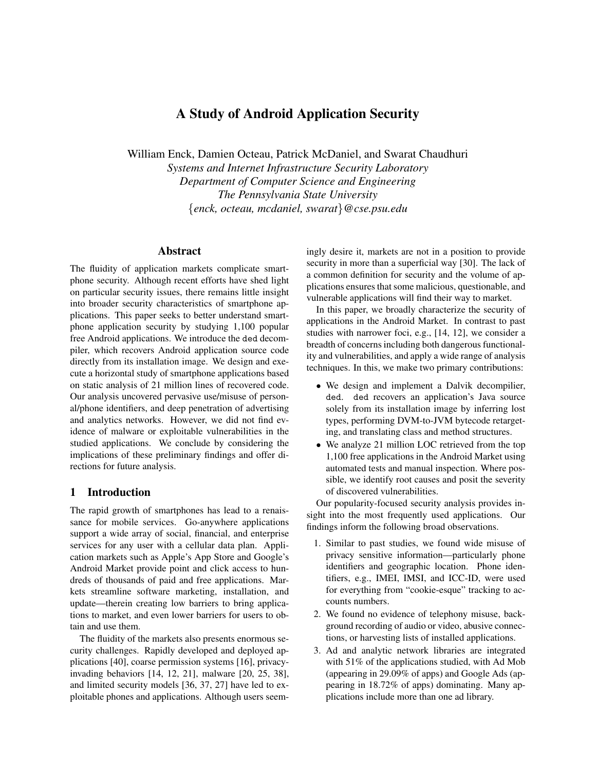# A Study of Android Application Security

William Enck, Damien Octeau, Patrick McDaniel, and Swarat Chaudhuri
*Systems and Internet Infrastructure Security Laboratory*
*Department of Computer Science and Engineering*
*The Pennsylvania State University*
{*enck, octeau, mcdaniel, swarat*}*@cse.psu.edu*

## Abstract

The fluidity of application markets complicate smartphone security. Although recent efforts have shed light on particular security issues, there remains little insight into broader security characteristics of smartphone applications. This paper seeks to better understand smartphone application security by studying 1,100 popular free Android applications. We introduce the `ded` decompiler, which recovers Android application source code directly from its installation image. We design and execute a horizontal study of smartphone applications based on static analysis of 21 million lines of recovered code. Our analysis uncovered pervasive use/misuse of personal/phone identifiers, and deep penetration of advertising and analytics networks. However, we did not find evidence of malware or exploitable vulnerabilities in the studied applications. We conclude by considering the implications of these preliminary findings and offer directions for future analysis.

## 1 Introduction

The rapid growth of smartphones has lead to a renaissance for mobile services. Go-anywhere applications support a wide array of social, financial, and enterprise services for any user with a cellular data plan. Application markets such as Apple's App Store and Google's Android Market provide point and click access to hundreds of thousands of paid and free applications. Markets streamline software marketing, installation, and update—therein creating low barriers to bring applications to market, and even lower barriers for users to obtain and use them.

The fluidity of the markets also presents enormous security challenges. Rapidly developed and deployed applications [40], coarse permission systems [16], privacy-invading behaviors [14, 12, 21], malware [20, 25, 38], and limited security models [36, 37, 27] have led to exploitable phones and applications. Although users seemingly desire it, markets are not in a position to provide security in more than a superficial way [30]. The lack of a common definition for security and the volume of applications ensures that some malicious, questionable, and vulnerable applications will find their way to market.

In this paper, we broadly characterize the security of applications in the Android Market. In contrast to past studies with narrower foci, e.g., [14, 12], we consider a breadth of concerns including both dangerous functionality and vulnerabilities, and apply a wide range of analysis techniques. In this, we make two primary contributions:

- We design and implement a Dalvik decompilier, `ded`. `ded` recovers an application's Java source solely from its installation image by inferring lost types, performing DVM-to-JVM bytecode retargeting, and translating class and method structures.
- We analyze 21 million LOC retrieved from the top 1,100 free applications in the Android Market using automated tests and manual inspection. Where possible, we identify root causes and posit the severity of discovered vulnerabilities.

Our popularity-focused security analysis provides insight into the most frequently used applications. Our findings inform the following broad observations.

1. Similar to past studies, we found wide misuse of privacy sensitive information—particularly phone identifiers and geographic location. Phone identifiers, e.g., IMEI, IMSI, and ICC-ID, were used for everything from "cookie-esque" tracking to accounts numbers.
2. We found no evidence of telephony misuse, background recording of audio or video, abusive connections, or harvesting lists of installed applications.
3. Ad and analytic network libraries are integrated with 51% of the applications studied, with Ad Mob (appearing in 29.09% of apps) and Google Ads (appearing in 18.72% of apps) dominating. Many applications include more than one ad library.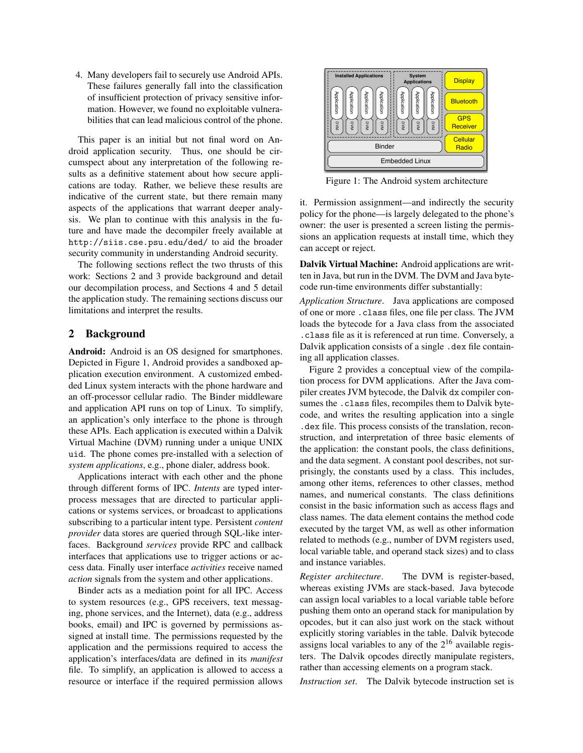4. Many developers fail to securely use Android APIs. These failures generally fall into the classification of insufficient protection of privacy sensitive information. However, we found no exploitable vulnerabilities that can lead malicious control of the phone.

This paper is an initial but not final word on Android application security. Thus, one should be circumspect about any interpretation of the following results as a definitive statement about how secure applications are today. Rather, we believe these results are indicative of the current state, but there remain many aspects of the applications that warrant deeper analysis. We plan to continue with this analysis in the future and have made the decompiler freely available at `http://siis.cse.psu.edu/ded/` to aid the broader security community in understanding Android security.

The following sections reflect the two thrusts of this work: Sections 2 and 3 provide background and detail our decompilation process, and Sections 4 and 5 detail the application study. The remaining sections discuss our limitations and interpret the results.

## 2 Background

**Android:** Android is an OS designed for smartphones. Depicted in Figure 1, Android provides a sandboxed application execution environment. A customized embedded Linux system interacts with the phone hardware and an off-processor cellular radio. The Binder middleware and application API runs on top of Linux. To simplify, an application's only interface to the phone is through these APIs. Each application is executed within a Dalvik Virtual Machine (DVM) running under a unique UNIX `uid`. The phone comes pre-installed with a selection of *system applications*, e.g., phone dialer, address book.

Applications interact with each other and the phone through different forms of IPC. *Intents* are typed interprocess messages that are directed to particular applications or systems services, or broadcast to applications subscribing to a particular intent type. Persistent *content provider* data stores are queried through SQL-like interfaces. Background *services* provide RPC and callback interfaces that applications use to trigger actions or access data. Finally user interface *activities* receive named *action* signals from the system and other applications.

Binder acts as a mediation point for all IPC. Access to system resources (e.g., GPS receivers, text messaging, phone services, and the Internet), data (e.g., address books, email) and IPC is governed by permissions assigned at install time. The permissions requested by the application and the permissions required to access the application's interfaces/data are defined in its *manifest* file. To simplify, an application is allowed to access a resource or interface if the required permission allows it. Permission assignment—and indirectly the security policy for the phone—is largely delegated to the phone's owner: the user is presented a screen listing the permissions an application requests at install time, which they can accept or reject.

Figure 1: The Android system architecture

**Dalvik Virtual Machine:** Android applications are written in Java, but run in the DVM. The DVM and Java bytecode run-time environments differ substantially:

*Application Structure*. Java applications are composed of one or more `.class` files, one file per class. The JVM loads the bytecode for a Java class from the associated `.class` file as it is referenced at run time. Conversely, a Dalvik application consists of a single `.dex` file containing all application classes.

Figure 2 provides a conceptual view of the compilation process for DVM applications. After the Java compiler creates JVM bytecode, the Dalvik `dx` compiler consumes the `.class` files, recompiles them to Dalvik bytecode, and writes the resulting application into a single `.dex` file. This process consists of the translation, reconstruction, and interpretation of three basic elements of the application: the constant pools, the class definitions, and the data segment. A constant pool describes, not surprisingly, the constants used by a class. This includes, among other items, references to other classes, method names, and numerical constants. The class definitions consist in the basic information such as access flags and class names. The data element contains the method code executed by the target VM, as well as other information related to methods (e.g., number of DVM registers used, local variable table, and operand stack sizes) and to class and instance variables.

*Register architecture*. The DVM is register-based, whereas existing JVMs are stack-based. Java bytecode can assign local variables to a local variable table before pushing them onto an operand stack for manipulation by opcodes, but it can also just work on the stack without explicitly storing variables in the table. Dalvik bytecode assigns local variables to any of the $2^{16}$ available registers. The Dalvik opcodes directly manipulate registers, rather than accessing elements on a program stack.

*Instruction set*. The Dalvik bytecode instruction set is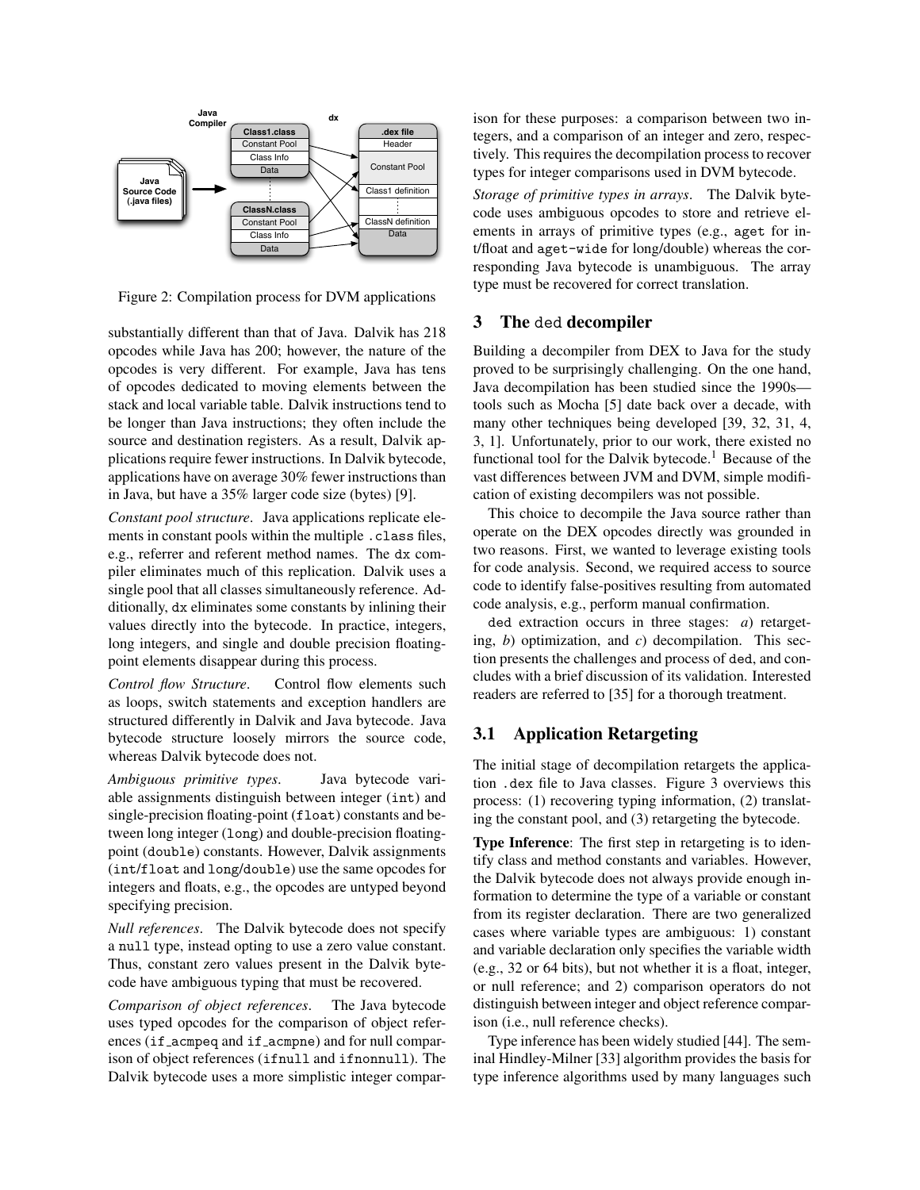Figure 2: Compilation process for DVM applications

substantially different than that of Java. Dalvik has 218 opcodes while Java has 200; however, the nature of the opcodes is very different. For example, Java has tens of opcodes dedicated to moving elements between the stack and local variable table. Dalvik instructions tend to be longer than Java instructions; they often include the source and destination registers. As a result, Dalvik applications require fewer instructions. In Dalvik bytecode, applications have on average 30% fewer instructions than in Java, but have a 35% larger code size (bytes) [9].

*Constant pool structure*. Java applications replicate elements in constant pools within the multiple `.class` files, e.g., referrer and referent method names. The `dx` compiler eliminates much of this replication. Dalvik uses a single pool that all classes simultaneously reference. Additionally, `dx` eliminates some constants by inlining their values directly into the bytecode. In practice, integers, long integers, and single and double precision floating-point elements disappear during this process.

*Control flow Structure*. Control flow elements such as loops, switch statements and exception handlers are structured differently in Dalvik and Java bytecode. Java bytecode structure loosely mirrors the source code, whereas Dalvik bytecode does not.

*Ambiguous primitive types*. Java bytecode variable assignments distinguish between integer (`int`) and single-precision floating-point (`float`) constants and between long integer (`long`) and double-precision floating-point (`double`) constants. However, Dalvik assignments (`int`/`float` and `long`/`double`) use the same opcodes for integers and floats, e.g., the opcodes are untyped beyond specifying precision.

*Null references*. The Dalvik bytecode does not specify a `null` type, instead opting to use a zero value constant. Thus, constant zero values present in the Dalvik bytecode have ambiguous typing that must be recovered.

*Comparison of object references*. The Java bytecode uses typed opcodes for the comparison of object references (`if_acmpeq` and `if_acmpne`) and for null comparison of object references (`ifnull` and `ifnonnull`). The Dalvik bytecode uses a more simplistic integer comparison for these purposes: a comparison between two integers, and a comparison of an integer and zero, respectively. This requires the decompilation process to recover types for integer comparisons used in DVM bytecode.

*Storage of primitive types in arrays*. The Dalvik bytecode uses ambiguous opcodes to store and retrieve elements in arrays of primitive types (e.g., `aget` for int/float and `aget-wide` for long/double) whereas the corresponding Java bytecode is unambiguous. The array type must be recovered for correct translation.

## 3 The `ded` decompiler

Building a decompiler from DEX to Java for the study proved to be surprisingly challenging. On the one hand, Java decompilation has been studied since the 1990s—tools such as Mocha [5] date back over a decade, with many other techniques being developed [39, 32, 31, 4, 3, 1]. Unfortunately, prior to our work, there existed no functional tool for the Dalvik bytecode.[1] Because of the vast differences between JVM and DVM, simple modification of existing decompilers was not possible.

This choice to decompile the Java source rather than operate on the DEX opcodes directly was grounded in two reasons. First, we wanted to leverage existing tools for code analysis. Second, we required access to source code to identify false-positives resulting from automated code analysis, e.g., perform manual confirmation.

`ded` extraction occurs in three stages: *a*) retargeting, *b*) optimization, and *c*) decompilation. This section presents the challenges and process of `ded`, and concludes with a brief discussion of its validation. Interested readers are referred to [35] for a thorough treatment.

### 3.1 Application Retargeting

The initial stage of decompilation retargets the application `.dex` file to Java classes. Figure 3 overviews this process: (1) recovering typing information, (2) translating the constant pool, and (3) retargeting the bytecode.

**Type Inference**: The first step in retargeting is to identify class and method constants and variables. However, the Dalvik bytecode does not always provide enough information to determine the type of a variable or constant from its register declaration. There are two generalized cases where variable types are ambiguous: 1) constant and variable declaration only specifies the variable width (e.g., 32 or 64 bits), but not whether it is a float, integer, or null reference; and 2) comparison operators do not distinguish between integer and object reference comparison (i.e., null reference checks).

Type inference has been widely studied [44]. The seminal Hindley-Milner [33] algorithm provides the basis for type inference algorithms used by many languages such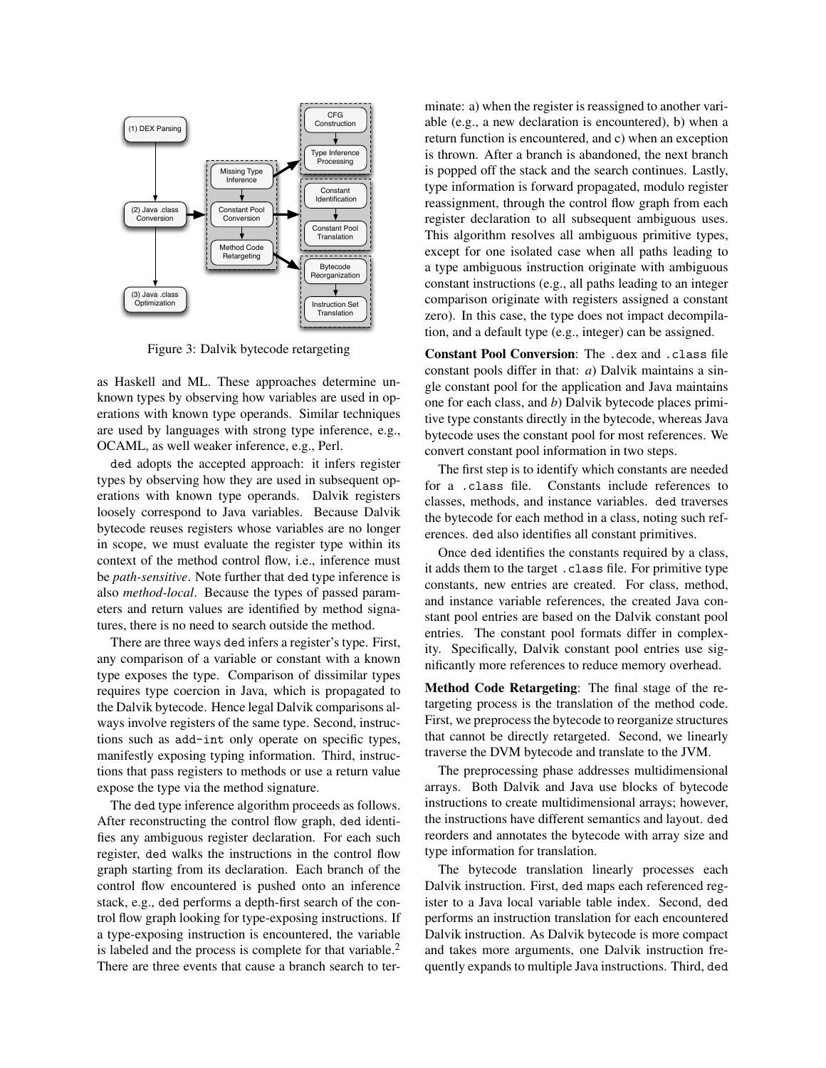Figure 3: Dalvik bytecode retargeting

as Haskell and ML. These approaches determine unknown types by observing how variables are used in operations with known type operands. Similar techniques are used by languages with strong type inference, e.g., OCAML, as well weaker inference, e.g., Perl.

ded adopts the accepted approach: it infers register types by observing how they are used in subsequent operations with known type operands. Dalvik registers loosely correspond to Java variables. Because Dalvik bytecode reuses registers whose variables are no longer in scope, we must evaluate the register type within its context of the method control flow, i.e., inference must be *path-sensitive*. Note further that ded type inference is also *method-local*. Because the types of passed parameters and return values are identified by method signatures, there is no need to search outside the method.

There are three ways ded infers a register's type. First, any comparison of a variable or constant with a known type exposes the type. Comparison of dissimilar types requires type coercion in Java, which is propagated to the Dalvik bytecode. Hence legal Dalvik comparisons always involve registers of the same type. Second, instructions such as add-int only operate on specific types, manifestly exposing typing information. Third, instructions that pass registers to methods or use a return value expose the type via the method signature.

The ded type inference algorithm proceeds as follows. After reconstructing the control flow graph, ded identifies any ambiguous register declaration. For each such register, ded walks the instructions in the control flow graph starting from its declaration. Each branch of the control flow encountered is pushed onto an inference stack, e.g., ded performs a depth-first search of the control flow graph looking for type-exposing instructions. If a type-exposing instruction is encountered, the variable is labeled and the process is complete for that variable.[2] There are three events that cause a branch search to terminate: a) when the register is reassigned to another variable (e.g., a new declaration is encountered), b) when a return function is encountered, and c) when an exception is thrown. After a branch is abandoned, the next branch is popped off the stack and the search continues. Lastly, type information is forward propagated, modulo register reassignment, through the control flow graph from each register declaration to all subsequent ambiguous uses. This algorithm resolves all ambiguous primitive types, except for one isolated case when all paths leading to a type ambiguous instruction originate with ambiguous constant instructions (e.g., all paths leading to an integer comparison originate with registers assigned a constant zero). In this case, the type does not impact decompilation, and a default type (e.g., integer) can be assigned.

**Constant Pool Conversion**: The .dex and .class file constant pools differ in that: *a*) Dalvik maintains a single constant pool for the application and Java maintains one for each class, and *b*) Dalvik bytecode places primitive type constants directly in the bytecode, whereas Java bytecode uses the constant pool for most references. We convert constant pool information in two steps.

The first step is to identify which constants are needed for a .class file. Constants include references to classes, methods, and instance variables. ded traverses the bytecode for each method in a class, noting such references. ded also identifies all constant primitives.

Once ded identifies the constants required by a class, it adds them to the target .class file. For primitive type constants, new entries are created. For class, method, and instance variable references, the created Java constant pool entries are based on the Dalvik constant pool entries. The constant pool formats differ in complexity. Specifically, Dalvik constant pool entries use significantly more references to reduce memory overhead.

**Method Code Retargeting**: The final stage of the retargeting process is the translation of the method code. First, we preprocess the bytecode to reorganize structures that cannot be directly retargeted. Second, we linearly traverse the DVM bytecode and translate to the JVM.

The preprocessing phase addresses multidimensional arrays. Both Dalvik and Java use blocks of bytecode instructions to create multidimensional arrays; however, the instructions have different semantics and layout. ded reorders and annotates the bytecode with array size and type information for translation.

The bytecode translation linearly processes each Dalvik instruction. First, ded maps each referenced register to a Java local variable table index. Second, ded performs an instruction translation for each encountered Dalvik instruction. As Dalvik bytecode is more compact and takes more arguments, one Dalvik instruction frequently expands to multiple Java instructions. Third, ded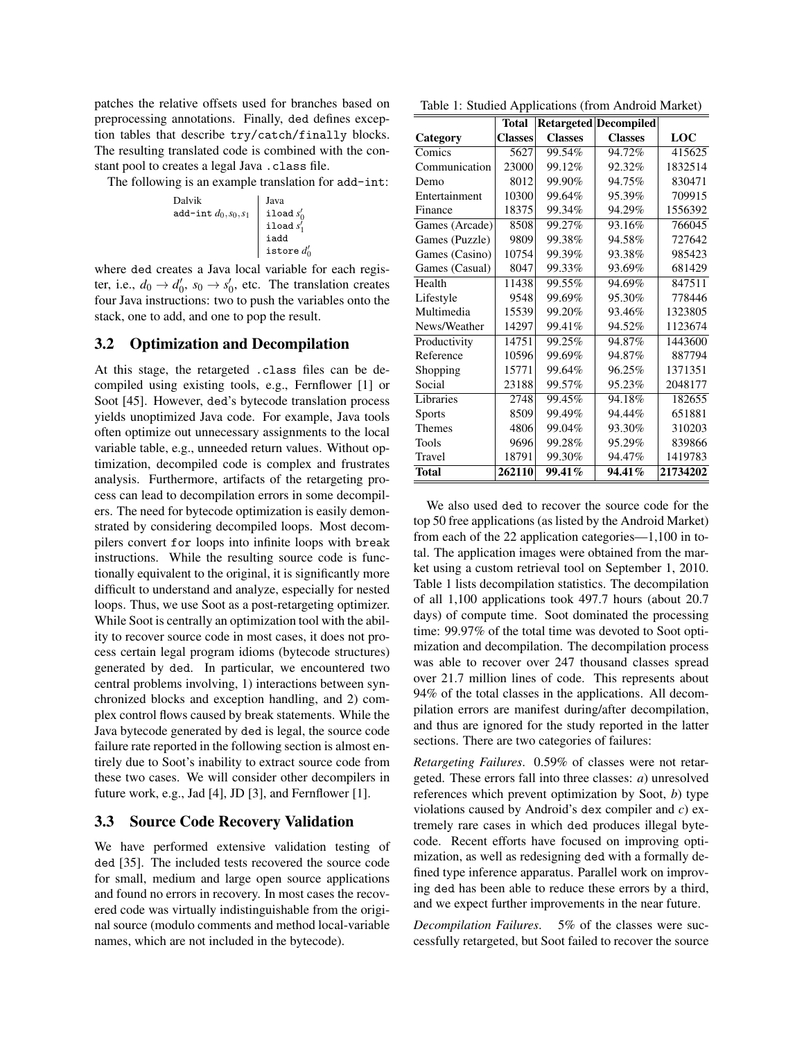patches the relative offsets used for branches based on preprocessing annotations. Finally, ded defines exception tables that describe try/catch/finally blocks. The resulting translated code is combined with the constant pool to creates a legal Java .class file.

The following is an example translation for add-int:

| Dalvik | Java |
|---|---|
| add-int $d_0, s_0, s_1$ | iload $s'_0$ |
| | iload $s'_1$ |
| | iadd |
| | istore $d'_0$ |

where ded creates a Java local variable for each register, i.e., $d_0 \rightarrow d'_0$, $s_0 \rightarrow s'_0$, etc. The translation creates four Java instructions: two to push the variables onto the stack, one to add, and one to pop the result.

## 3.2 Optimization and Decompilation

At this stage, the retargeted .class files can be decompiled using existing tools, e.g., Fernflower [1] or Soot [45]. However, ded's bytecode translation process yields unoptimized Java code. For example, Java tools often optimize out unnecessary assignments to the local variable table, e.g., unneeded return values. Without optimization, decompiled code is complex and frustrates analysis. Furthermore, artifacts of the retargeting process can lead to decompilation errors in some decompilers. The need for bytecode optimization is easily demonstrated by considering decompiled loops. Most decompilers convert for loops into infinite loops with break instructions. While the resulting source code is functionally equivalent to the original, it is significantly more difficult to understand and analyze, especially for nested loops. Thus, we use Soot as a post-retargeting optimizer. While Soot is centrally an optimization tool with the ability to recover source code in most cases, it does not process certain legal program idioms (bytecode structures) generated by ded. In particular, we encountered two central problems involving, 1) interactions between synchronized blocks and exception handling, and 2) complex control flows caused by break statements. While the Java bytecode generated by ded is legal, the source code failure rate reported in the following section is almost entirely due to Soot's inability to extract source code from these two cases. We will consider other decompilers in future work, e.g., Jad [4], JD [3], and Fernflower [1].

## 3.3 Source Code Recovery Validation

We have performed extensive validation testing of ded [35]. The included tests recovered the source code for small, medium and large open source applications and found no errors in recovery. In most cases the recovered code was virtually indistinguishable from the original source (modulo comments and method local-variable names, which are not included in the bytecode).

Table 1: Studied Applications (from Android Market)

| Category | Total Classes | Retargeted Classes | Decompiled Classes | LOC |
|---|---|---|---|---|
| Comics | 5627 | 99.54% | 94.72% | 415625 |
| Communication | 23000 | 99.12% | 92.32% | 1832514 |
| Demo | 8012 | 99.90% | 94.75% | 830471 |
| Entertainment | 10300 | 99.64% | 95.39% | 709915 |
| Finance | 18375 | 99.34% | 94.29% | 1556392 |
| Games (Arcade) | 8508 | 99.27% | 93.16% | 766045 |
| Games (Puzzle) | 9809 | 99.38% | 94.58% | 727642 |
| Games (Casino) | 10754 | 99.39% | 93.38% | 985423 |
| Games (Casual) | 8047 | 99.33% | 93.69% | 681429 |
| Health | 11438 | 99.55% | 94.69% | 847511 |
| Lifestyle | 9548 | 99.69% | 95.30% | 778446 |
| Multimedia | 15539 | 99.20% | 93.46% | 1323805 |
| News/Weather | 14297 | 99.41% | 94.52% | 1123674 |
| Productivity | 14751 | 99.25% | 94.87% | 1443600 |
| Reference | 10596 | 99.69% | 94.87% | 887794 |
| Shopping | 15771 | 99.64% | 96.25% | 1371351 |
| Social | 23188 | 99.57% | 95.23% | 2048177 |
| Libraries | 2748 | 99.45% | 94.18% | 182655 |
| Sports | 8509 | 99.49% | 94.44% | 651881 |
| Themes | 4806 | 99.04% | 93.30% | 310203 |
| Tools | 9696 | 99.28% | 95.29% | 839866 |
| Travel | 18791 | 99.30% | 94.47% | 1419783 |
| **Total** | **262110** | **99.41%** | **94.41%** | **21734202** |

We also used ded to recover the source code for the top 50 free applications (as listed by the Android Market) from each of the 22 application categories—1,100 in total. The application images were obtained from the market using a custom retrieval tool on September 1, 2010. Table 1 lists decompilation statistics. The decompilation of all 1,100 applications took 497.7 hours (about 20.7 days) of compute time. Soot dominated the processing time: 99.97% of the total time was devoted to Soot optimization and decompilation. The decompilation process was able to recover over 247 thousand classes spread over 21.7 million lines of code. This represents about 94% of the total classes in the applications. All decompilation errors are manifest during/after decompilation, and thus are ignored for the study reported in the latter sections. There are two categories of failures:

*Retargeting Failures*. 0.59% of classes were not retargeted. These errors fall into three classes: *a*) unresolved references which prevent optimization by Soot, *b*) type violations caused by Android's dex compiler and *c*) extremely rare cases in which ded produces illegal bytecode. Recent efforts have focused on improving optimization, as well as redesigning ded with a formally defined type inference apparatus. Parallel work on improving ded has been able to reduce these errors by a third, and we expect further improvements in the near future.

*Decompilation Failures*. 5% of the classes were successfully retargeted, but Soot failed to recover the source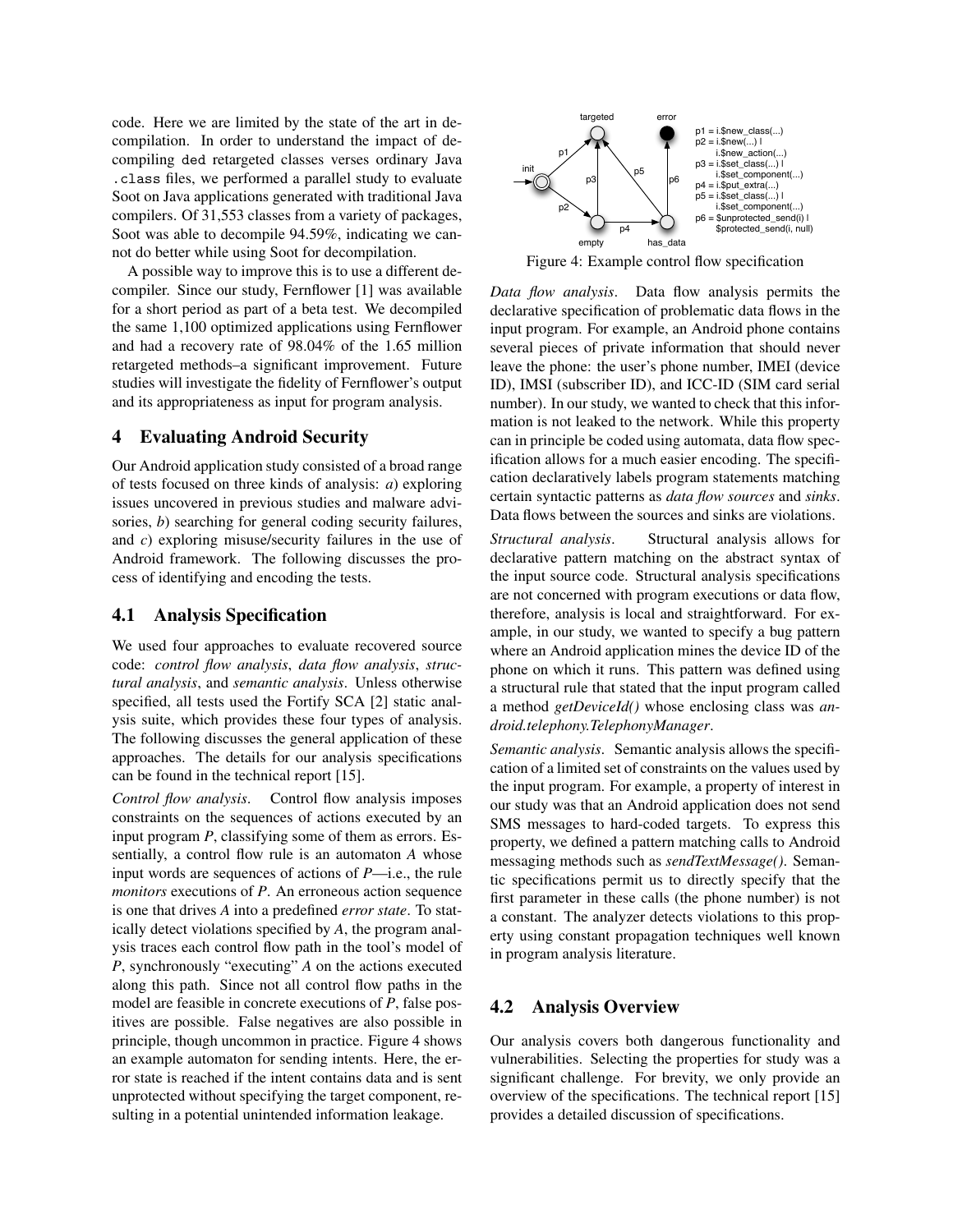code. Here we are limited by the state of the art in decompilation. In order to understand the impact of decompiling ded retargeted classes verses ordinary Java `.class` files, we performed a parallel study to evaluate Soot on Java applications generated with traditional Java compilers. Of 31,553 classes from a variety of packages, Soot was able to decompile 94.59%, indicating we cannot do better while using Soot for decompilation.

A possible way to improve this is to use a different decompiler. Since our study, Fernflower [1] was available for a short period as part of a beta test. We decompiled the same 1,100 optimized applications using Fernflower and had a recovery rate of 98.04% of the 1.65 million retargeted methods–a significant improvement. Future studies will investigate the fidelity of Fernflower's output and its appropriateness as input for program analysis.

## 4 Evaluating Android Security

Our Android application study consisted of a broad range of tests focused on three kinds of analysis: *a*) exploring issues uncovered in previous studies and malware advisories, *b*) searching for general coding security failures, and *c*) exploring misuse/security failures in the use of Android framework. The following discusses the process of identifying and encoding the tests.

### 4.1 Analysis Specification

We used four approaches to evaluate recovered source code: *control flow analysis*, *data flow analysis*, *structural analysis*, and *semantic analysis*. Unless otherwise specified, all tests used the Fortify SCA [2] static analysis suite, which provides these four types of analysis. The following discusses the general application of these approaches. The details for our analysis specifications can be found in the technical report [15].

*Control flow analysis*. Control flow analysis imposes constraints on the sequences of actions executed by an input program *P*, classifying some of them as errors. Essentially, a control flow rule is an automaton *A* whose input words are sequences of actions of *P*—i.e., the rule *monitors* executions of *P*. An erroneous action sequence is one that drives *A* into a predefined *error state*. To statically detect violations specified by *A*, the program analysis traces each control flow path in the tool's model of *P*, synchronously "executing" *A* on the actions executed along this path. Since not all control flow paths in the model are feasible in concrete executions of *P*, false positives are possible. False negatives are also possible in principle, though uncommon in practice. Figure 4 shows an example automaton for sending intents. Here, the error state is reached if the intent contains data and is sent unprotected without specifying the target component, resulting in a potential unintended information leakage.

p1 = i.$new_class(...)
p2 = i.$new(...) |
i.$new_action(...)
p3 = i.$set_class(...) |
i.$set_component(...)
p4 = i.$put_extra(...)
p5 = i.$set_class(...) |
i.$set_component(...)
p6 = $unprotected_send(i) |
$protected_send(i, null)

Figure 4: Example control flow specification

*Data flow analysis*. Data flow analysis permits the declarative specification of problematic data flows in the input program. For example, an Android phone contains several pieces of private information that should never leave the phone: the user's phone number, IMEI (device ID), IMSI (subscriber ID), and ICC-ID (SIM card serial number). In our study, we wanted to check that this information is not leaked to the network. While this property can in principle be coded using automata, data flow specification allows for a much easier encoding. The specification declaratively labels program statements matching certain syntactic patterns as *data flow sources* and *sinks*. Data flows between the sources and sinks are violations.

*Structural analysis*. Structural analysis allows for declarative pattern matching on the abstract syntax of the input source code. Structural analysis specifications are not concerned with program executions or data flow, therefore, analysis is local and straightforward. For example, in our study, we wanted to specify a bug pattern where an Android application mines the device ID of the phone on which it runs. This pattern was defined using a structural rule that stated that the input program called a method *getDeviceId()* whose enclosing class was *android.telephony.TelephonyManager*.

*Semantic analysis*. Semantic analysis allows the specification of a limited set of constraints on the values used by the input program. For example, a property of interest in our study was that an Android application does not send SMS messages to hard-coded targets. To express this property, we defined a pattern matching calls to Android messaging methods such as *sendTextMessage()*. Semantic specifications permit us to directly specify that the first parameter in these calls (the phone number) is not a constant. The analyzer detects violations to this property using constant propagation techniques well known in program analysis literature.

### 4.2 Analysis Overview

Our analysis covers both dangerous functionality and vulnerabilities. Selecting the properties for study was a significant challenge. For brevity, we only provide an overview of the specifications. The technical report [15] provides a detailed discussion of specifications.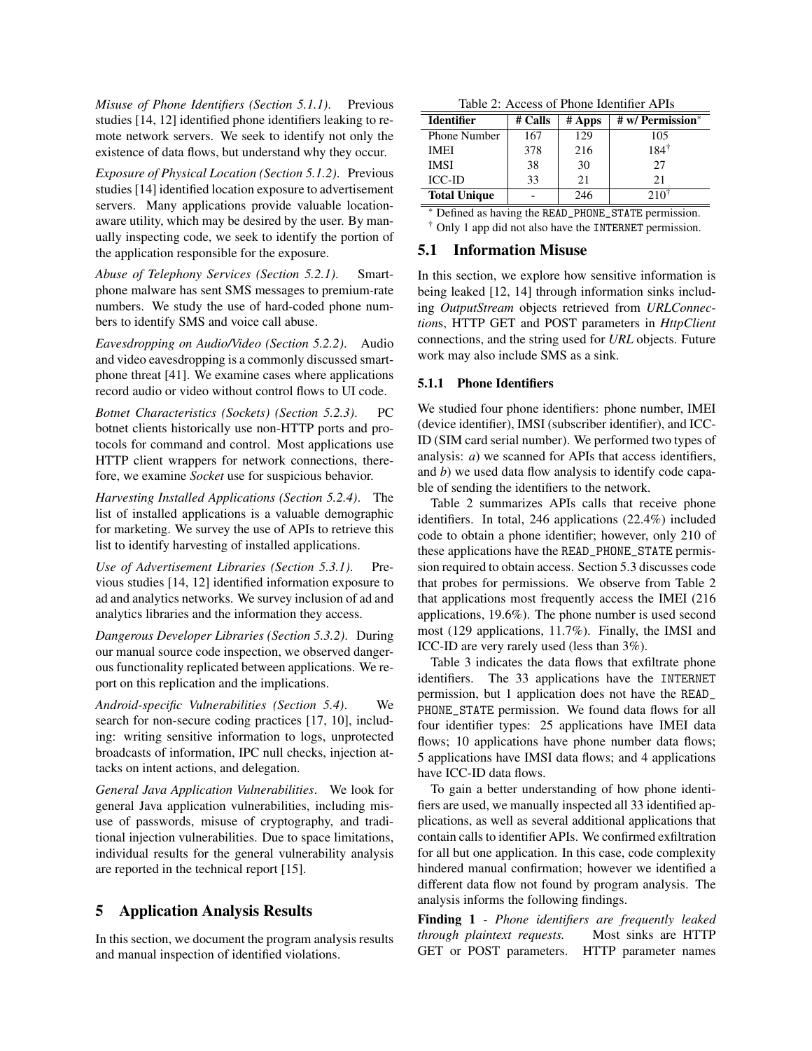*Misuse of Phone Identifiers (Section 5.1.1).* Previous studies [14, 12] identified phone identifiers leaking to remote network servers. We seek to identify not only the existence of data flows, but understand why they occur.

*Exposure of Physical Location (Section 5.1.2).* Previous studies [14] identified location exposure to advertisement servers. Many applications provide valuable location-aware utility, which may be desired by the user. By manually inspecting code, we seek to identify the portion of the application responsible for the exposure.

*Abuse of Telephony Services (Section 5.2.1).* Smartphone malware has sent SMS messages to premium-rate numbers. We study the use of hard-coded phone numbers to identify SMS and voice call abuse.

*Eavesdropping on Audio/Video (Section 5.2.2).* Audio and video eavesdropping is a commonly discussed smartphone threat [41]. We examine cases where applications record audio or video without control flows to UI code.

*Botnet Characteristics (Sockets) (Section 5.2.3).* PC botnet clients historically use non-HTTP ports and protocols for command and control. Most applications use HTTP client wrappers for network connections, therefore, we examine *Socket* use for suspicious behavior.

*Harvesting Installed Applications (Section 5.2.4).* The list of installed applications is a valuable demographic for marketing. We survey the use of APIs to retrieve this list to identify harvesting of installed applications.

*Use of Advertisement Libraries (Section 5.3.1).* Previous studies [14, 12] identified information exposure to ad and analytics networks. We survey inclusion of ad and analytics libraries and the information they access.

*Dangerous Developer Libraries (Section 5.3.2).* During our manual source code inspection, we observed dangerous functionality replicated between applications. We report on this replication and the implications.

*Android-specific Vulnerabilities (Section 5.4).* We search for non-secure coding practices [17, 10], including: writing sensitive information to logs, unprotected broadcasts of information, IPC null checks, injection attacks on intent actions, and delegation.

*General Java Application Vulnerabilities.* We look for general Java application vulnerabilities, including misuse of passwords, misuse of cryptography, and traditional injection vulnerabilities. Due to space limitations, individual results for the general vulnerability analysis are reported in the technical report [15].

## 5 Application Analysis Results

In this section, we document the program analysis results and manual inspection of identified violations.

Table 2: Access of Phone Identifier APIs

| Identifier | # Calls | # Apps | # w/ Permission* |
|---|---|---|---|
| Phone Number | 167 | 129 | 105 |
| IMEI | 378 | 216 | 184† |
| IMSI | 38 | 30 | 27 |
| ICC-ID | 33 | 21 | 21 |
| **Total Unique** | - | 246 | 210† |

* Defined as having the READ_PHONE_STATE permission.
† Only 1 app did not also have the INTERNET permission.

### 5.1 Information Misuse

In this section, we explore how sensitive information is being leaked [12, 14] through information sinks including *OutputStream* objects retrieved from *URLConnection*s, HTTP GET and POST parameters in *HttpClient* connections, and the string used for *URL* objects. Future work may also include SMS as a sink.

#### 5.1.1 Phone Identifiers

We studied four phone identifiers: phone number, IMEI (device identifier), IMSI (subscriber identifier), and ICC-ID (SIM card serial number). We performed two types of analysis: *a*) we scanned for APIs that access identifiers, and *b*) we used data flow analysis to identify code capable of sending the identifiers to the network.

Table 2 summarizes APIs calls that receive phone identifiers. In total, 246 applications (22.4%) included code to obtain a phone identifier; however, only 210 of these applications have the READ_PHONE_STATE permission required to obtain access. Section 5.3 discusses code that probes for permissions. We observe from Table 2 that applications most frequently access the IMEI (216 applications, 19.6%). The phone number is used second most (129 applications, 11.7%). Finally, the IMSI and ICC-ID are very rarely used (less than 3%).

Table 3 indicates the data flows that exfiltrate phone identifiers. The 33 applications have the INTERNET permission, but 1 application does not have the READ_PHONE_STATE permission. We found data flows for all four identifier types: 25 applications have IMEI data flows; 10 applications have phone number data flows; 5 applications have IMSI data flows; and 4 applications have ICC-ID data flows.

To gain a better understanding of how phone identifiers are used, we manually inspected all 33 identified applications, as well as several additional applications that contain calls to identifier APIs. We confirmed exfiltration for all but one application. In this case, code complexity hindered manual confirmation; however we identified a different data flow not found by program analysis. The analysis informs the following findings.

**Finding 1** - *Phone identifiers are frequently leaked through plaintext requests.* Most sinks are HTTP GET or POST parameters. HTTP parameter names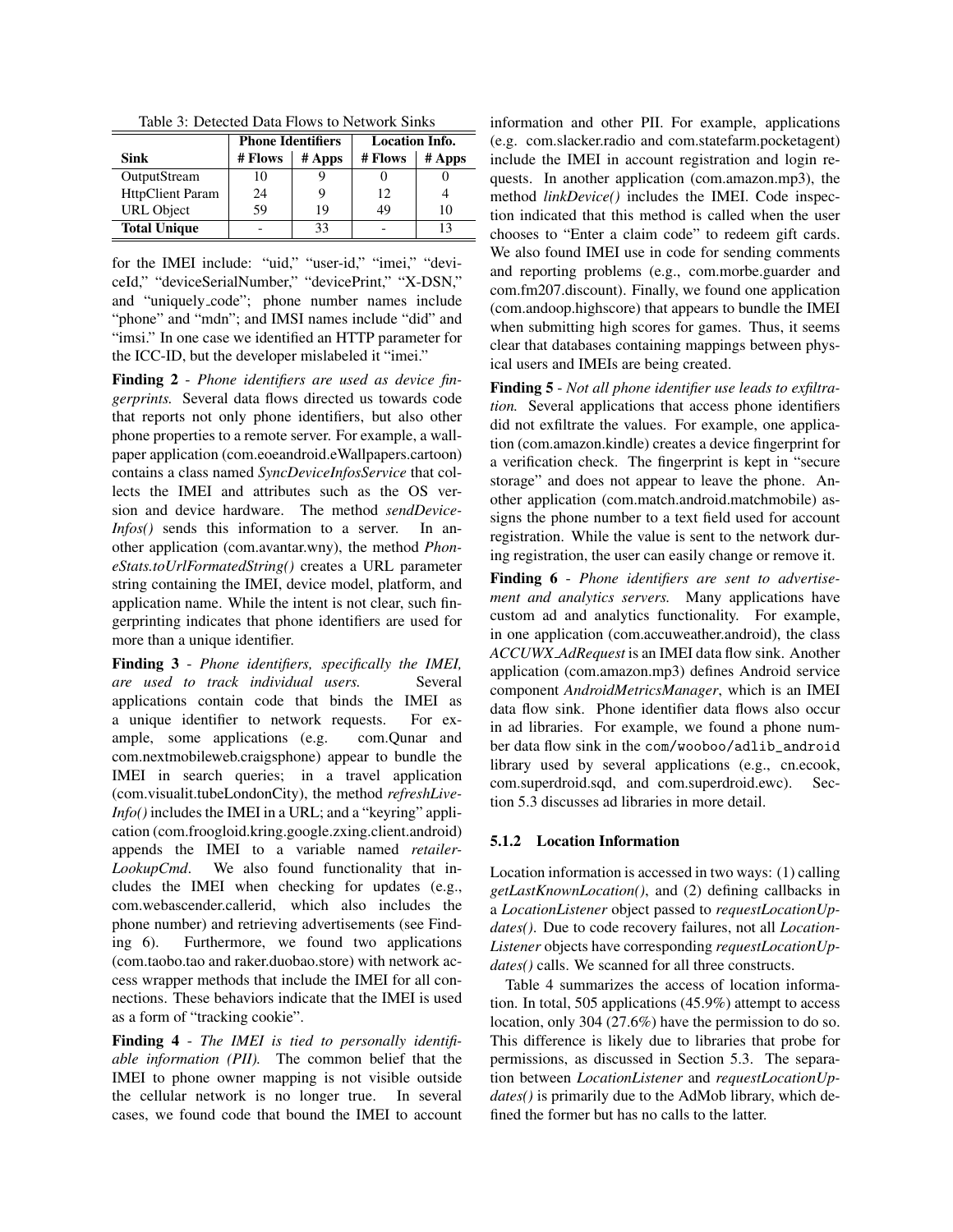Table 3: Detected Data Flows to Network Sinks

| Sink | Phone Identifiers | | Location Info. | |
|---|---|---|---|---|
| | # Flows | # Apps | # Flows | # Apps |
| OutputStream | 10 | 9 | 0 | 0 |
| HttpClient Param | 24 | 9 | 12 | 4 |
| URL Object | 59 | 19 | 49 | 10 |
| **Total Unique** | - | 33 | - | 13 |

for the IMEI include: "uid," "user-id," "imei," "deviceId," "deviceSerialNumber," "devicePrint," "X-DSN," and "uniquely_code"; phone number names include "phone" and "mdn"; and IMSI names include "did" and "imsi." In one case we identified an HTTP parameter for the ICC-ID, but the developer mislabeled it "imei."

**Finding 2** - *Phone identifiers are used as device fingerprints.* Several data flows directed us towards code that reports not only phone identifiers, but also other phone properties to a remote server. For example, a wallpaper application (com.eoeandroid.eWallpapers.cartoon) contains a class named *SyncDeviceInfosService* that collects the IMEI and attributes such as the OS version and device hardware. The method *sendDeviceInfos()* sends this information to a server. In another application (com.avantar.wny), the method *PhoneStats.toUrlFormatedString()* creates a URL parameter string containing the IMEI, device model, platform, and application name. While the intent is not clear, such fingerprinting indicates that phone identifiers are used for more than a unique identifier.

**Finding 3** - *Phone identifiers, specifically the IMEI, are used to track individual users.* Several applications contain code that binds the IMEI as a unique identifier to network requests. For example, some applications (e.g. com.Qunar and com.nextmobileweb.craigsphone) appear to bundle the IMEI in search queries; in a travel application (com.visualit.tubeLondonCity), the method *refreshLiveInfo()* includes the IMEI in a URL; and a "keyring" application (com.froogloid.kring.google.zxing.client.android) appends the IMEI to a variable named *retailerLookupCmd*. We also found functionality that includes the IMEI when checking for updates (e.g., com.webascender.callerid, which also includes the phone number) and retrieving advertisements (see Finding 6). Furthermore, we found two applications (com.taobo.tao and raker.duobao.store) with network access wrapper methods that include the IMEI for all connections. These behaviors indicate that the IMEI is used as a form of "tracking cookie".

**Finding 4** - *The IMEI is tied to personally identifiable information (PII).* The common belief that the IMEI to phone owner mapping is not visible outside the cellular network is no longer true. In several cases, we found code that bound the IMEI to account information and other PII. For example, applications (e.g. com.slacker.radio and com.statefarm.pocketagent) include the IMEI in account registration and login requests. In another application (com.amazon.mp3), the method *linkDevice()* includes the IMEI. Code inspection indicated that this method is called when the user chooses to "Enter a claim code" to redeem gift cards. We also found IMEI use in code for sending comments and reporting problems (e.g., com.morbe.guarder and com.fm207.discount). Finally, we found one application (com.andoop.highscore) that appears to bundle the IMEI when submitting high scores for games. Thus, it seems clear that databases containing mappings between physical users and IMEIs are being created.

**Finding 5** - *Not all phone identifier use leads to exfiltration.* Several applications that access phone identifiers did not exfiltrate the values. For example, one application (com.amazon.kindle) creates a device fingerprint for a verification check. The fingerprint is kept in "secure storage" and does not appear to leave the phone. Another application (com.match.android.matchmobile) assigns the phone number to a text field used for account registration. While the value is sent to the network during registration, the user can easily change or remove it.

**Finding 6** - *Phone identifiers are sent to advertisement and analytics servers.* Many applications have custom ad and analytics functionality. For example, in one application (com.accuweather.android), the class *ACCUWX_AdRequest* is an IMEI data flow sink. Another application (com.amazon.mp3) defines Android service component *AndroidMetricsManager*, which is an IMEI data flow sink. Phone identifier data flows also occur in ad libraries. For example, we found a phone number data flow sink in the `com/wooboo/adlib_android` library used by several applications (e.g., cn.ecook, com.superdroid.sqd, and com.superdroid.ewc). Section 5.3 discusses ad libraries in more detail.

### 5.1.2 Location Information

Location information is accessed in two ways: (1) calling *getLastKnownLocation()*, and (2) defining callbacks in a *LocationListener* object passed to *requestLocationUpdates()*. Due to code recovery failures, not all *LocationListener* objects have corresponding *requestLocationUpdates()* calls. We scanned for all three constructs.

Table 4 summarizes the access of location information. In total, 505 applications (45.9%) attempt to access location, only 304 (27.6%) have the permission to do so. This difference is likely due to libraries that probe for permissions, as discussed in Section 5.3. The separation between *LocationListener* and *requestLocationUpdates()* is primarily due to the AdMob library, which defined the former but has no calls to the latter.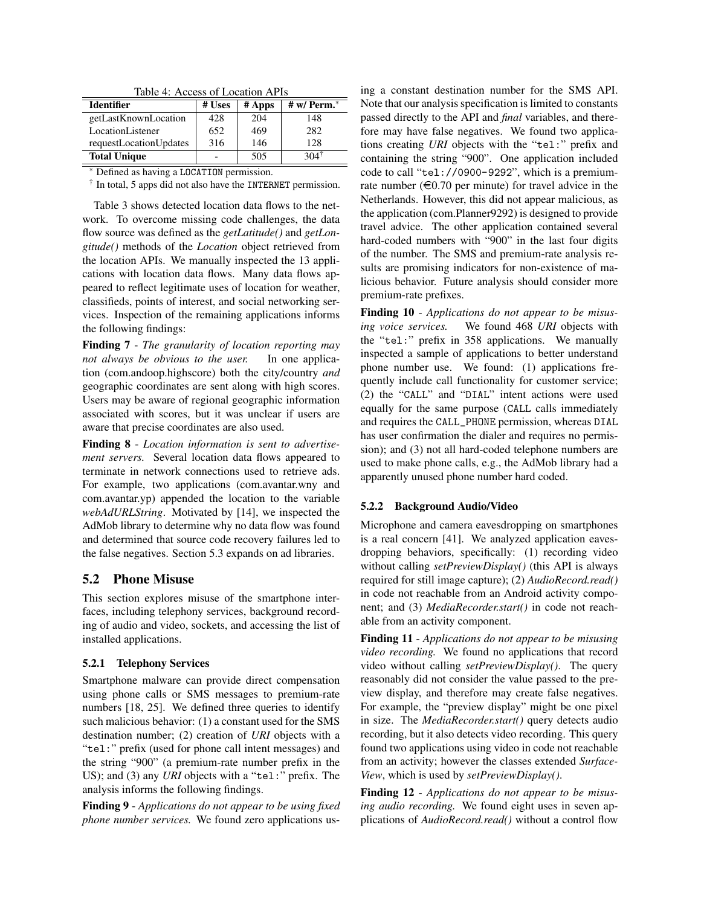Table 4: Access of Location APIs

| Identifier | # Uses | # Apps | # w/ Perm.* |
|---|---|---|---|
| getLastKnownLocation | 428 | 204 | 148 |
| LocationListener | 652 | 469 | 282 |
| requestLocationUpdates | 316 | 146 | 128 |
| **Total Unique** | - | 505 | 304† |

* Defined as having a LOCATION permission.

† In total, 5 apps did not also have the INTERNET permission.

Table 3 shows detected location data flows to the network. To overcome missing code challenges, the data flow source was defined as the *getLatitude()* and *getLongitude()* methods of the *Location* object retrieved from the location APIs. We manually inspected the 13 applications with location data flows. Many data flows appeared to reflect legitimate uses of location for weather, classifieds, points of interest, and social networking services. Inspection of the remaining applications informs the following findings:

**Finding 7** - *The granularity of location reporting may not always be obvious to the user.* In one application (com.andoop.highscore) both the city/country *and* geographic coordinates are sent along with high scores. Users may be aware of regional geographic information associated with scores, but it was unclear if users are aware that precise coordinates are also used.

**Finding 8** - *Location information is sent to advertisement servers.* Several location data flows appeared to terminate in network connections used to retrieve ads. For example, two applications (com.avantar.wny and com.avantar.yp) appended the location to the variable *webAdURLString*. Motivated by [14], we inspected the AdMob library to determine why no data flow was found and determined that source code recovery failures led to the false negatives. Section 5.3 expands on ad libraries.

## 5.2 Phone Misuse

This section explores misuse of the smartphone interfaces, including telephony services, background recording of audio and video, sockets, and accessing the list of installed applications.

### 5.2.1 Telephony Services

Smartphone malware can provide direct compensation using phone calls or SMS messages to premium-rate numbers [18, 25]. We defined three queries to identify such malicious behavior: (1) a constant used for the SMS destination number; (2) creation of *URI* objects with a "`tel:`" prefix (used for phone call intent messages) and the string "900" (a premium-rate number prefix in the US); and (3) any *URI* objects with a "`tel:`" prefix. The analysis informs the following findings.

**Finding 9** - *Applications do not appear to be using fixed phone number services.* We found zero applications using a constant destination number for the SMS API. Note that our analysis specification is limited to constants passed directly to the API and *final* variables, and therefore may have false negatives. We found two applications creating *URI* objects with the "`tel:`" prefix and containing the string "900". One application included code to call "`tel://0900-9292`", which is a premium-rate number (€0.70 per minute) for travel advice in the Netherlands. However, this did not appear malicious, as the application (com.Planner9292) is designed to provide travel advice. The other application contained several hard-coded numbers with "900" in the last four digits of the number. The SMS and premium-rate analysis results are promising indicators for non-existence of malicious behavior. Future analysis should consider more premium-rate prefixes.

**Finding 10** - *Applications do not appear to be misusing voice services.* We found 468 *URI* objects with the "`tel:`" prefix in 358 applications. We manually inspected a sample of applications to better understand phone number use. We found: (1) applications frequently include call functionality for customer service; (2) the "`CALL`" and "`DIAL`" intent actions were used equally for the same purpose (`CALL` calls immediately and requires the `CALL_PHONE` permission, whereas `DIAL` has user confirmation the dialer and requires no permission); and (3) not all hard-coded telephone numbers are used to make phone calls, e.g., the AdMob library had a apparently unused phone number hard coded.

### 5.2.2 Background Audio/Video

Microphone and camera eavesdropping on smartphones is a real concern [41]. We analyzed application eavesdropping behaviors, specifically: (1) recording video without calling *setPreviewDisplay()* (this API is always required for still image capture); (2) *AudioRecord.read()* in code not reachable from an Android activity component; and (3) *MediaRecorder.start()* in code not reachable from an activity component.

**Finding 11** - *Applications do not appear to be misusing video recording.* We found no applications that record video without calling *setPreviewDisplay()*. The query reasonably did not consider the value passed to the preview display, and therefore may create false negatives. For example, the "preview display" might be one pixel in size. The *MediaRecorder.start()* query detects audio recording, but it also detects video recording. This query found two applications using video in code not reachable from an activity; however the classes extended *SurfaceView*, which is used by *setPreviewDisplay()*.

**Finding 12** - *Applications do not appear to be misusing audio recording.* We found eight uses in seven applications of *AudioRecord.read()* without a control flow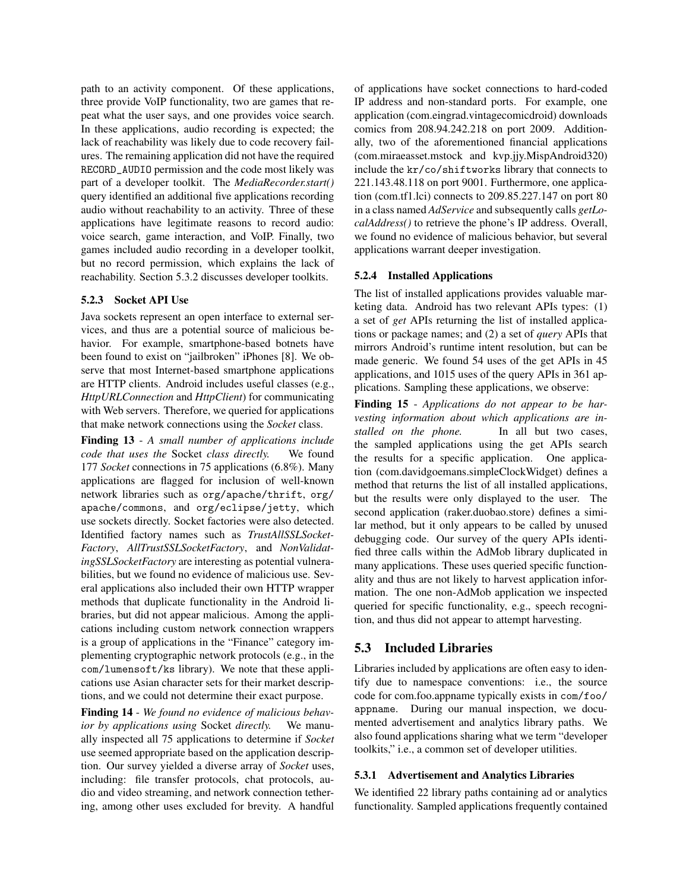path to an activity component. Of these applications, three provide VoIP functionality, two are games that repeat what the user says, and one provides voice search. In these applications, audio recording is expected; the lack of reachability was likely due to code recovery failures. The remaining application did not have the required `RECORD_AUDIO` permission and the code most likely was part of a developer toolkit. The *MediaRecorder.start()* query identified an additional five applications recording audio without reachability to an activity. Three of these applications have legitimate reasons to record audio: voice search, game interaction, and VoIP. Finally, two games included audio recording in a developer toolkit, but no record permission, which explains the lack of reachability. Section 5.3.2 discusses developer toolkits.

#### 5.2.3 Socket API Use

Java sockets represent an open interface to external services, and thus are a potential source of malicious behavior. For example, smartphone-based botnets have been found to exist on "jailbroken" iPhones [8]. We observe that most Internet-based smartphone applications are HTTP clients. Android includes useful classes (e.g., *HttpURLConnection* and *HttpClient*) for communicating with Web servers. Therefore, we queried for applications that make network connections using the *Socket* class.

**Finding 13** - *A small number of applications include code that uses the* Socket *class directly.* We found 177 *Socket* connections in 75 applications (6.8%). Many applications are flagged for inclusion of well-known network libraries such as `org/apache/thrift`, `org/apache/commons`, and `org/eclipse/jetty`, which use sockets directly. Socket factories were also detected. Identified factory names such as *TrustAllSSLSocketFactory*, *AllTrustSSLSocketFactory*, and *NonValidatingSSLSocketFactory* are interesting as potential vulnerabilities, but we found no evidence of malicious use. Several applications also included their own HTTP wrapper methods that duplicate functionality in the Android libraries, but did not appear malicious. Among the applications including custom network connection wrappers is a group of applications in the "Finance" category implementing cryptographic network protocols (e.g., in the `com/lumensoft/ks` library). We note that these applications use Asian character sets for their market descriptions, and we could not determine their exact purpose.

**Finding 14** - *We found no evidence of malicious behavior by applications using* Socket *directly.* We manually inspected all 75 applications to determine if *Socket* use seemed appropriate based on the application description. Our survey yielded a diverse array of *Socket* uses, including: file transfer protocols, chat protocols, audio and video streaming, and network connection tethering, among other uses excluded for brevity. A handful of applications have socket connections to hard-coded IP address and non-standard ports. For example, one application (com.eingrad.vintagecomicdroid) downloads comics from 208.94.242.218 on port 2009. Additionally, two of the aforementioned financial applications (com.miraeasset.mstock and kvp.jjy.MispAndroid320) include the `kr/co/shiftworks` library that connects to 221.143.48.118 on port 9001. Furthermore, one application (com.tf1.lci) connects to 209.85.227.147 on port 80 in a class named *AdService* and subsequently calls *getLocalAddress()* to retrieve the phone's IP address. Overall, we found no evidence of malicious behavior, but several applications warrant deeper investigation.

#### 5.2.4 Installed Applications

The list of installed applications provides valuable marketing data. Android has two relevant APIs types: (1) a set of *get* APIs returning the list of installed applications or package names; and (2) a set of *query* APIs that mirrors Android's runtime intent resolution, but can be made generic. We found 54 uses of the get APIs in 45 applications, and 1015 uses of the query APIs in 361 applications. Sampling these applications, we observe:

**Finding 15** - *Applications do not appear to be harvesting information about which applications are installed on the phone.* In all but two cases, the sampled applications using the get APIs search the results for a specific application. One application (com.davidgoemans.simpleClockWidget) defines a method that returns the list of all installed applications, but the results were only displayed to the user. The second application (raker.duobao.store) defines a similar method, but it only appears to be called by unused debugging code. Our survey of the query APIs identified three calls within the AdMob library duplicated in many applications. These uses queried specific functionality and thus are not likely to harvest application information. The one non-AdMob application we inspected queried for specific functionality, e.g., speech recognition, and thus did not appear to attempt harvesting.

### 5.3 Included Libraries

Libraries included by applications are often easy to identify due to namespace conventions: i.e., the source code for com.foo.appname typically exists in `com/foo/appname`. During our manual inspection, we documented advertisement and analytics library paths. We also found applications sharing what we term "developer toolkits," i.e., a common set of developer utilities.

#### 5.3.1 Advertisement and Analytics Libraries

We identified 22 library paths containing ad or analytics functionality. Sampled applications frequently contained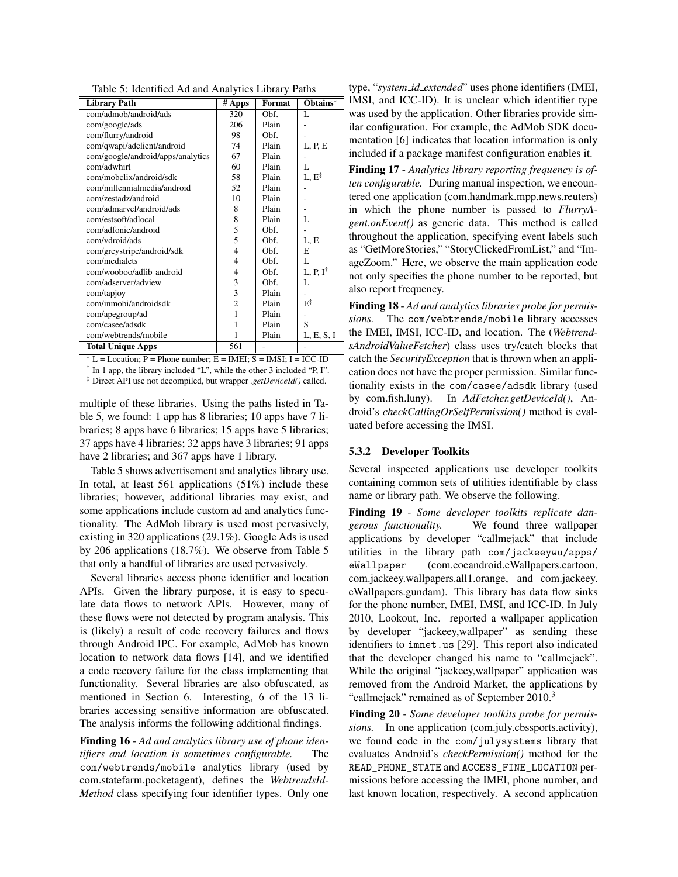Table 5: Identified Ad and Analytics Library Paths

| Library Path | # Apps | Format | Obtains* |
|---|---|---|---|
| com/admob/android/ads | 320 | Obf. | L |
| com/google/ads | 206 | Plain | - |
| com/flurry/android | 98 | Obf. | - |
| com/qwapi/adclient/android | 74 | Plain | L, P, E |
| com/google/android/apps/analytics | 67 | Plain | - |
| com/adwhirl | 60 | Plain | L |
| com/mobclix/android/sdk | 58 | Plain | L, E‡ |
| com/millennialmedia/android | 52 | Plain | - |
| com/zestadz/android | 10 | Plain | - |
| com/admarvel/android/ads | 8 | Plain | - |
| com/estsoft/adlocal | 8 | Plain | L |
| com/adfonic/android | 5 | Obf. | - |
| com/vdroid/ads | 5 | Obf. | L, E |
| com/greystripe/android/sdk | 4 | Obf. | E |
| com/medialets | 4 | Obf. | L |
| com/wooboo/adlib_android | 4 | Obf. | L, P, I† |
| com/adserver/adview | 3 | Obf. | L |
| com/tapjoy | 3 | Plain | - |
| com/inmobi/androidsdk | 2 | Plain | E‡ |
| com/apegroup/ad | 1 | Plain | - |
| com/casee/adsdk | 1 | Plain | S |
| com/webtrends/mobile | 1 | Plain | L, E, S, I |
| **Total Unique Apps** | 561 | - | - |

\* L = Location; P = Phone number; E = IMEI; S = IMSI; I = ICC-ID

† In 1 app, the library included "L", while the other 3 included "P, I".

‡ Direct API use not decompiled, but wrapper *.getDeviceId()* called.

multiple of these libraries. Using the paths listed in Table 5, we found: 1 app has 8 libraries; 10 apps have 7 libraries; 8 apps have 6 libraries; 15 apps have 5 libraries; 37 apps have 4 libraries; 32 apps have 3 libraries; 91 apps have 2 libraries; and 367 apps have 1 library.

Table 5 shows advertisement and analytics library use. In total, at least 561 applications (51%) include these libraries; however, additional libraries may exist, and some applications include custom ad and analytics functionality. The AdMob library is used most pervasively, existing in 320 applications (29.1%). Google Ads is used by 206 applications (18.7%). We observe from Table 5 that only a handful of libraries are used pervasively.

Several libraries access phone identifier and location APIs. Given the library purpose, it is easy to speculate data flows to network APIs. However, many of these flows were not detected by program analysis. This is (likely) a result of code recovery failures and flows through Android IPC. For example, AdMob has known location to network data flows [14], and we identified a code recovery failure for the class implementing that functionality. Several libraries are also obfuscated, as mentioned in Section 6. Interesting, 6 of the 13 libraries accessing sensitive information are obfuscated. The analysis informs the following additional findings.

**Finding 16** - *Ad and analytics library use of phone identifiers and location is sometimes configurable.* The `com/webtrends/mobile` analytics library (used by com.statefarm.pocketagent), defines the *WebtrendsIdMethod* class specifying four identifier types. Only one type, "*system_id_extended*" uses phone identifiers (IMEI, IMSI, and ICC-ID). It is unclear which identifier type was used by the application. Other libraries provide similar configuration. For example, the AdMob SDK documentation [6] indicates that location information is only included if a package manifest configuration enables it.

**Finding 17** - *Analytics library reporting frequency is often configurable.* During manual inspection, we encountered one application (com.handmark.mpp.news.reuters) in which the phone number is passed to *FlurryAgent.onEvent()* as generic data. This method is called throughout the application, specifying event labels such as "GetMoreStories," "StoryClickedFromList," and "ImageZoom." Here, we observe the main application code not only specifies the phone number to be reported, but also report frequency.

**Finding 18** - *Ad and analytics libraries probe for permissions.* The `com/webtrends/mobile` library accesses the IMEI, IMSI, ICC-ID, and location. The (*WebtrendsAndroidValueFetcher*) class uses try/catch blocks that catch the *SecurityException* that is thrown when an application does not have the proper permission. Similar functionality exists in the `com/casee/adsdk` library (used by com.fish.luny). In *AdFetcher.getDeviceId()*, Android's *checkCallingOrSelfPermission()* method is evaluated before accessing the IMSI.

### 5.3.2 Developer Toolkits

Several inspected applications use developer toolkits containing common sets of utilities identifiable by class name or library path. We observe the following.

**Finding 19** - *Some developer toolkits replicate dangerous functionality.* We found three wallpaper applications by developer "callmejack" that include utilities in the library path `com/jackeeywu/apps/eWallpaper` (com.eoeandroid.eWallpapers.cartoon, com.jackeey.wallpapers.all1.orange, and com.jackeey.eWallpapers.gundam). This library has data flow sinks for the phone number, IMEI, IMSI, and ICC-ID. In July 2010, Lookout, Inc. reported a wallpaper application by developer "jackeey,wallpaper" as sending these identifiers to `imnet.us` [29]. This report also indicated that the developer changed his name to "callmejack". While the original "jackeey,wallpaper" application was removed from the Android Market, the applications by "callmejack" remained as of September 2010.[3]

**Finding 20** - *Some developer toolkits probe for permissions.* In one application (com.july.cbssports.activity), we found code in the `com/julysystems` library that evaluates Android's *checkPermission()* method for the `READ_PHONE_STATE` and `ACCESS_FINE_LOCATION` permissions before accessing the IMEI, phone number, and last known location, respectively. A second application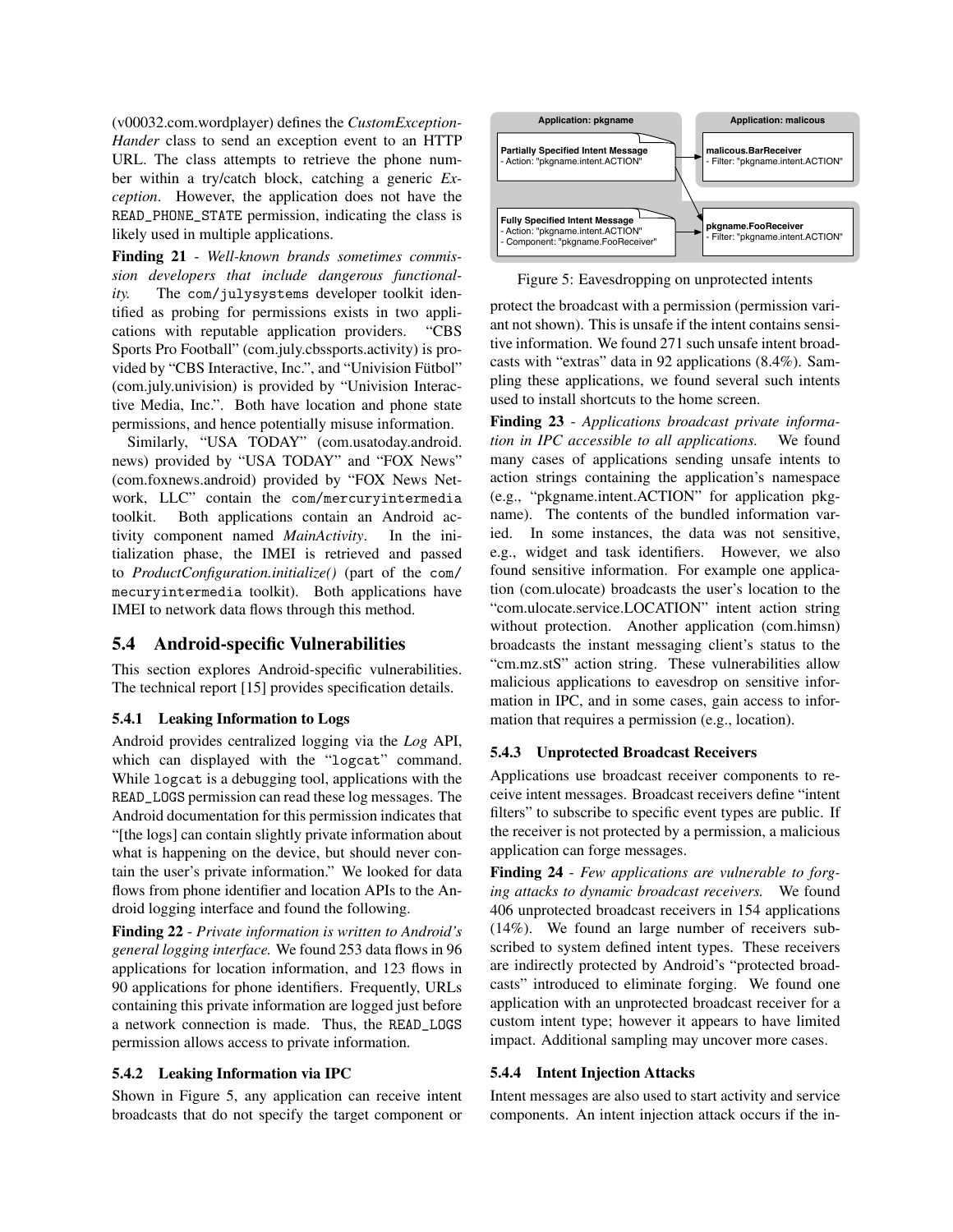(v00032.com.wordplayer) defines the *CustomExceptionHander* class to send an exception event to an HTTP URL. The class attempts to retrieve the phone number within a try/catch block, catching a generic *Exception*. However, the application does not have the READ_PHONE_STATE permission, indicating the class is likely used in multiple applications.

**Finding 21** - *Well-known brands sometimes commission developers that include dangerous functionality.* The com/julysystems developer toolkit identified as probing for permissions exists in two applications with reputable application providers. "CBS Sports Pro Football" (com.july.cbssports.activity) is provided by "CBS Interactive, Inc.", and "Univision Fütbol" (com.july.univision) is provided by "Univision Interactive Media, Inc.". Both have location and phone state permissions, and hence potentially misuse information.

Similarly, "USA TODAY" (com.usatoday.android.news) provided by "USA TODAY" and "FOX News" (com.foxnews.android) provided by "FOX News Network, LLC" contain the com/mercuryintermedia toolkit. Both applications contain an Android activity component named *MainActivity*. In the initialization phase, the IMEI is retrieved and passed to *ProductConfiguration.initialize()* (part of the com/mecuryintermedia toolkit). Both applications have IMEI to network data flows through this method.

## 5.4 Android-specific Vulnerabilities

This section explores Android-specific vulnerabilities. The technical report [15] provides specification details.

### 5.4.1 Leaking Information to Logs

Android provides centralized logging via the *Log* API, which can displayed with the "logcat" command. While logcat is a debugging tool, applications with the READ_LOGS permission can read these log messages. The Android documentation for this permission indicates that "[the logs] can contain slightly private information about what is happening on the device, but should never contain the user's private information." We looked for data flows from phone identifier and location APIs to the Android logging interface and found the following.

**Finding 22** - *Private information is written to Android's general logging interface.* We found 253 data flows in 96 applications for location information, and 123 flows in 90 applications for phone identifiers. Frequently, URLs containing this private information are logged just before a network connection is made. Thus, the READ_LOGS permission allows access to private information.

### 5.4.2 Leaking Information via IPC

Shown in Figure 5, any application can receive intent broadcasts that do not specify the target component or protect the broadcast with a permission (permission variant not shown). This is unsafe if the intent contains sensitive information. We found 271 such unsafe intent broadcasts with "extras" data in 92 applications (8.4%). Sampling these applications, we found several such intents used to install shortcuts to the home screen.

Figure 5: Eavesdropping on unprotected intents

**Finding 23** - *Applications broadcast private information in IPC accessible to all applications.* We found many cases of applications sending unsafe intents to action strings containing the application's namespace (e.g., "pkgname.intent.ACTION" for application pkgname). The contents of the bundled information varied. In some instances, the data was not sensitive, e.g., widget and task identifiers. However, we also found sensitive information. For example one application (com.ulocate) broadcasts the user's location to the "com.ulocate.service.LOCATION" intent action string without protection. Another application (com.himsn) broadcasts the instant messaging client's status to the "cm.mz.stS" action string. These vulnerabilities allow malicious applications to eavesdrop on sensitive information in IPC, and in some cases, gain access to information that requires a permission (e.g., location).

### 5.4.3 Unprotected Broadcast Receivers

Applications use broadcast receiver components to receive intent messages. Broadcast receivers define "intent filters" to subscribe to specific event types are public. If the receiver is not protected by a permission, a malicious application can forge messages.

**Finding 24** - *Few applications are vulnerable to forging attacks to dynamic broadcast receivers.* We found 406 unprotected broadcast receivers in 154 applications (14%). We found an large number of receivers subscribed to system defined intent types. These receivers are indirectly protected by Android's "protected broadcasts" introduced to eliminate forging. We found one application with an unprotected broadcast receiver for a custom intent type; however it appears to have limited impact. Additional sampling may uncover more cases.

### 5.4.4 Intent Injection Attacks

Intent messages are also used to start activity and service components. An intent injection attack occurs if the in-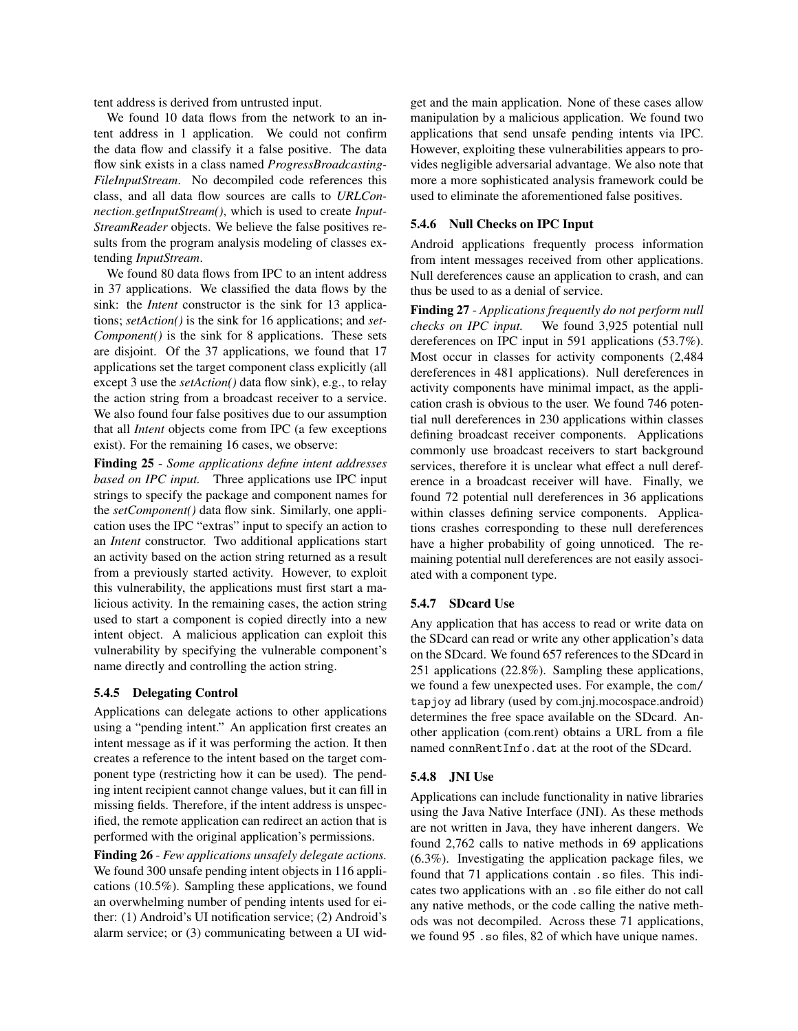tent address is derived from untrusted input.

We found 10 data flows from the network to an intent address in 1 application. We could not confirm the data flow and classify it a false positive. The data flow sink exists in a class named *ProgressBroadcastingFileInputStream*. No decompiled code references this class, and all data flow sources are calls to *URLConnection.getInputStream()*, which is used to create *InputStreamReader* objects. We believe the false positives results from the program analysis modeling of classes extending *InputStream*.

We found 80 data flows from IPC to an intent address in 37 applications. We classified the data flows by the sink: the *Intent* constructor is the sink for 13 applications; *setAction()* is the sink for 16 applications; and *setComponent()* is the sink for 8 applications. These sets are disjoint. Of the 37 applications, we found that 17 applications set the target component class explicitly (all except 3 use the *setAction()* data flow sink), e.g., to relay the action string from a broadcast receiver to a service. We also found four false positives due to our assumption that all *Intent* objects come from IPC (a few exceptions exist). For the remaining 16 cases, we observe:

**Finding 25** - *Some applications define intent addresses based on IPC input.* Three applications use IPC input strings to specify the package and component names for the *setComponent()* data flow sink. Similarly, one application uses the IPC "extras" input to specify an action to an *Intent* constructor. Two additional applications start an activity based on the action string returned as a result from a previously started activity. However, to exploit this vulnerability, the applications must first start a malicious activity. In the remaining cases, the action string used to start a component is copied directly into a new intent object. A malicious application can exploit this vulnerability by specifying the vulnerable component's name directly and controlling the action string.

#### 5.4.5 Delegating Control

Applications can delegate actions to other applications using a "pending intent." An application first creates an intent message as if it was performing the action. It then creates a reference to the intent based on the target component type (restricting how it can be used). The pending intent recipient cannot change values, but it can fill in missing fields. Therefore, if the intent address is unspecified, the remote application can redirect an action that is performed with the original application's permissions.

**Finding 26** - *Few applications unsafely delegate actions.* We found 300 unsafe pending intent objects in 116 applications (10.5%). Sampling these applications, we found an overwhelming number of pending intents used for either: (1) Android's UI notification service; (2) Android's alarm service; or (3) communicating between a UI widget and the main application. None of these cases allow manipulation by a malicious application. We found two applications that send unsafe pending intents via IPC. However, exploiting these vulnerabilities appears to provides negligible adversarial advantage. We also note that more a more sophisticated analysis framework could be used to eliminate the aforementioned false positives.

#### 5.4.6 Null Checks on IPC Input

Android applications frequently process information from intent messages received from other applications. Null dereferences cause an application to crash, and can thus be used to as a denial of service.

**Finding 27** - *Applications frequently do not perform null checks on IPC input.* We found 3,925 potential null dereferences on IPC input in 591 applications (53.7%). Most occur in classes for activity components (2,484 dereferences in 481 applications). Null dereferences in activity components have minimal impact, as the application crash is obvious to the user. We found 746 potential null dereferences in 230 applications within classes defining broadcast receiver components. Applications commonly use broadcast receivers to start background services, therefore it is unclear what effect a null dereference in a broadcast receiver will have. Finally, we found 72 potential null dereferences in 36 applications within classes defining service components. Applications crashes corresponding to these null dereferences have a higher probability of going unnoticed. The remaining potential null dereferences are not easily associated with a component type.

#### 5.4.7 SDcard Use

Any application that has access to read or write data on the SDcard can read or write any other application's data on the SDcard. We found 657 references to the SDcard in 251 applications (22.8%). Sampling these applications, we found a few unexpected uses. For example, the `com/tapjoy` ad library (used by com.jnj.mocospace.android) determines the free space available on the SDcard. Another application (com.rent) obtains a URL from a file named `connRentInfo.dat` at the root of the SDcard.

#### 5.4.8 JNI Use

Applications can include functionality in native libraries using the Java Native Interface (JNI). As these methods are not written in Java, they have inherent dangers. We found 2,762 calls to native methods in 69 applications (6.3%). Investigating the application package files, we found that 71 applications contain `.so` files. This indicates two applications with an `.so` file either do not call any native methods, or the code calling the native methods was not decompiled. Across these 71 applications, we found 95 `.so` files, 82 of which have unique names.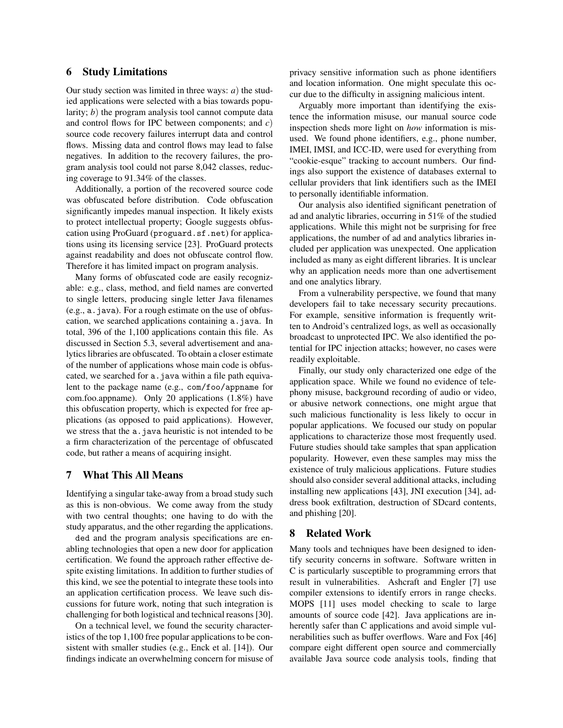## 6 Study Limitations

Our study section was limited in three ways: *a*) the studied applications were selected with a bias towards popularity; *b*) the program analysis tool cannot compute data and control flows for IPC between components; and *c*) source code recovery failures interrupt data and control flows. Missing data and control flows may lead to false negatives. In addition to the recovery failures, the program analysis tool could not parse 8,042 classes, reducing coverage to 91.34% of the classes.

Additionally, a portion of the recovered source code was obfuscated before distribution. Code obfuscation significantly impedes manual inspection. It likely exists to protect intellectual property; Google suggests obfuscation using ProGuard (`proguard.sf.net`) for applications using its licensing service [23]. ProGuard protects against readability and does not obfuscate control flow. Therefore it has limited impact on program analysis.

Many forms of obfuscated code are easily recognizable: e.g., class, method, and field names are converted to single letters, producing single letter Java filenames (e.g., `a.java`). For a rough estimate on the use of obfuscation, we searched applications containing `a.java`. In total, 396 of the 1,100 applications contain this file. As discussed in Section 5.3, several advertisement and analytics libraries are obfuscated. To obtain a closer estimate of the number of applications whose main code is obfuscated, we searched for `a.java` within a file path equivalent to the package name (e.g., `com/foo/appname` for com.foo.appname). Only 20 applications (1.8%) have this obfuscation property, which is expected for free applications (as opposed to paid applications). However, we stress that the `a.java` heuristic is not intended to be a firm characterization of the percentage of obfuscated code, but rather a means of acquiring insight.

## 7 What This All Means

Identifying a singular take-away from a broad study such as this is non-obvious. We come away from the study with two central thoughts; one having to do with the study apparatus, and the other regarding the applications.

`ded` and the program analysis specifications are enabling technologies that open a new door for application certification. We found the approach rather effective despite existing limitations. In addition to further studies of this kind, we see the potential to integrate these tools into an application certification process. We leave such discussions for future work, noting that such integration is challenging for both logistical and technical reasons [30].

On a technical level, we found the security characteristics of the top 1,100 free popular applications to be consistent with smaller studies (e.g., Enck et al. [14]). Our findings indicate an overwhelming concern for misuse of privacy sensitive information such as phone identifiers and location information. One might speculate this occur due to the difficulty in assigning malicious intent.

Arguably more important than identifying the existence the information misuse, our manual source code inspection sheds more light on *how* information is misused. We found phone identifiers, e.g., phone number, IMEI, IMSI, and ICC-ID, were used for everything from "cookie-esque" tracking to account numbers. Our findings also support the existence of databases external to cellular providers that link identifiers such as the IMEI to personally identifiable information.

Our analysis also identified significant penetration of ad and analytic libraries, occurring in 51% of the studied applications. While this might not be surprising for free applications, the number of ad and analytics libraries included per application was unexpected. One application included as many as eight different libraries. It is unclear why an application needs more than one advertisement and one analytics library.

From a vulnerability perspective, we found that many developers fail to take necessary security precautions. For example, sensitive information is frequently written to Android's centralized logs, as well as occasionally broadcast to unprotected IPC. We also identified the potential for IPC injection attacks; however, no cases were readily exploitable.

Finally, our study only characterized one edge of the application space. While we found no evidence of telephony misuse, background recording of audio or video, or abusive network connections, one might argue that such malicious functionality is less likely to occur in popular applications. We focused our study on popular applications to characterize those most frequently used. Future studies should take samples that span application popularity. However, even these samples may miss the existence of truly malicious applications. Future studies should also consider several additional attacks, including installing new applications [43], JNI execution [34], address book exfiltration, destruction of SDcard contents, and phishing [20].

## 8 Related Work

Many tools and techniques have been designed to identify security concerns in software. Software written in C is particularly susceptible to programming errors that result in vulnerabilities. Ashcraft and Engler [7] use compiler extensions to identify errors in range checks. MOPS [11] uses model checking to scale to large amounts of source code [42]. Java applications are inherently safer than C applications and avoid simple vulnerabilities such as buffer overflows. Ware and Fox [46] compare eight different open source and commercially available Java source code analysis tools, finding that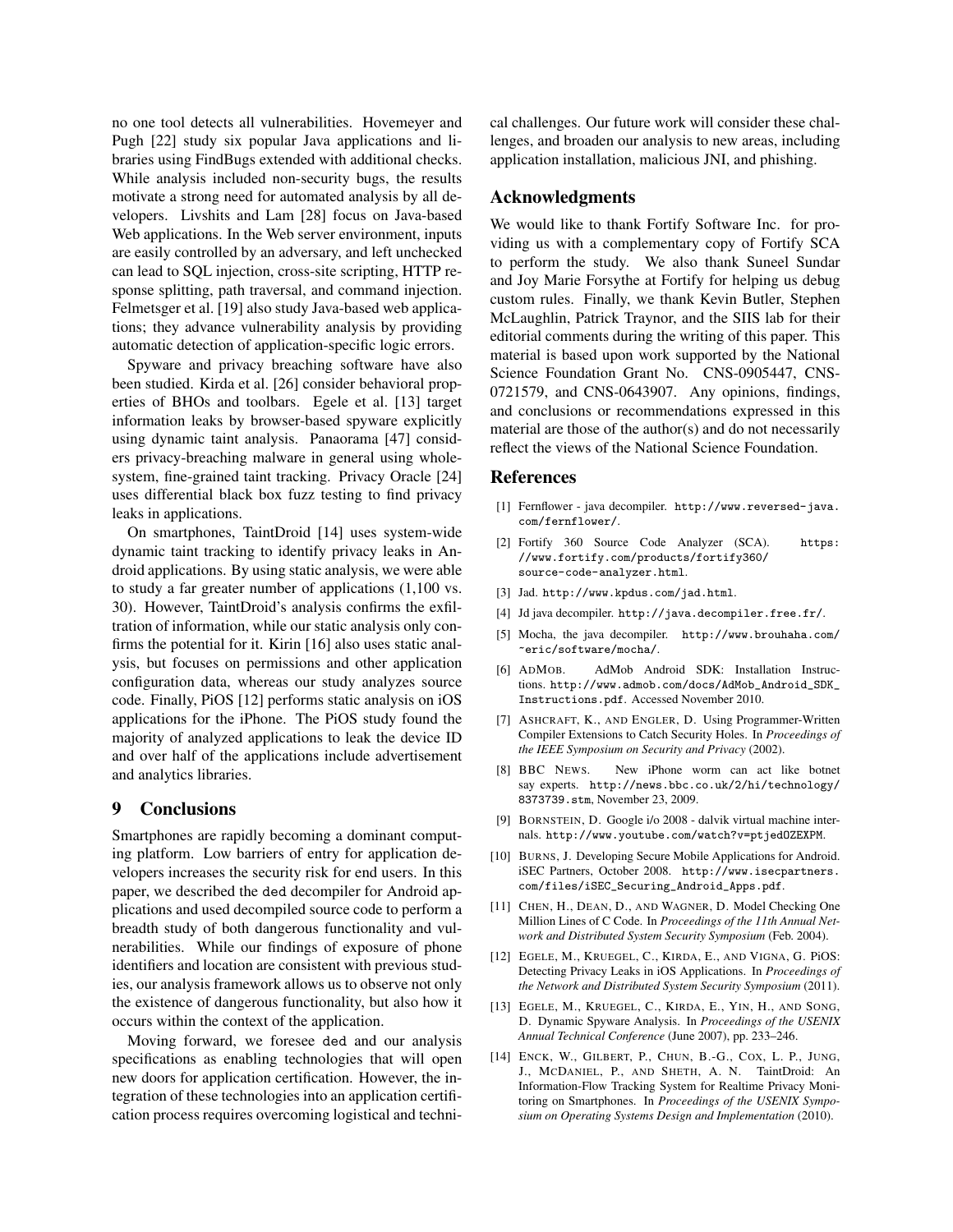no one tool detects all vulnerabilities. Hovemeyer and Pugh [22] study six popular Java applications and libraries using FindBugs extended with additional checks. While analysis included non-security bugs, the results motivate a strong need for automated analysis by all developers. Livshits and Lam [28] focus on Java-based Web applications. In the Web server environment, inputs are easily controlled by an adversary, and left unchecked can lead to SQL injection, cross-site scripting, HTTP response splitting, path traversal, and command injection. Felmetsger et al. [19] also study Java-based web applications; they advance vulnerability analysis by providing automatic detection of application-specific logic errors.

Spyware and privacy breaching software have also been studied. Kirda et al. [26] consider behavioral properties of BHOs and toolbars. Egele et al. [13] target information leaks by browser-based spyware explicitly using dynamic taint analysis. Panaorama [47] considers privacy-breaching malware in general using whole-system, fine-grained taint tracking. Privacy Oracle [24] uses differential black box fuzz testing to find privacy leaks in applications.

On smartphones, TaintDroid [14] uses system-wide dynamic taint tracking to identify privacy leaks in Android applications. By using static analysis, we were able to study a far greater number of applications (1,100 vs. 30). However, TaintDroid's analysis confirms the exfiltration of information, while our static analysis only confirms the potential for it. Kirin [16] also uses static analysis, but focuses on permissions and other application configuration data, whereas our study analyzes source code. Finally, PiOS [12] performs static analysis on iOS applications for the iPhone. The PiOS study found the majority of analyzed applications to leak the device ID and over half of the applications include advertisement and analytics libraries.

## 9 Conclusions

Smartphones are rapidly becoming a dominant computing platform. Low barriers of entry for application developers increases the security risk for end users. In this paper, we described the ded decompiler for Android applications and used decompiled source code to perform a breadth study of both dangerous functionality and vulnerabilities. While our findings of exposure of phone identifiers and location are consistent with previous studies, our analysis framework allows us to observe not only the existence of dangerous functionality, but also how it occurs within the context of the application.

Moving forward, we foresee ded and our analysis specifications as enabling technologies that will open new doors for application certification. However, the integration of these technologies into an application certification process requires overcoming logistical and technical challenges. Our future work will consider these challenges, and broaden our analysis to new areas, including application installation, malicious JNI, and phishing.

## Acknowledgments

We would like to thank Fortify Software Inc. for providing us with a complementary copy of Fortify SCA to perform the study. We also thank Suneel Sundar and Joy Marie Forsythe at Fortify for helping us debug custom rules. Finally, we thank Kevin Butler, Stephen McLaughlin, Patrick Traynor, and the SIIS lab for their editorial comments during the writing of this paper. This material is based upon work supported by the National Science Foundation Grant No. CNS-0905447, CNS-0721579, and CNS-0643907. Any opinions, findings, and conclusions or recommendations expressed in this material are those of the author(s) and do not necessarily reflect the views of the National Science Foundation.

## References

[1] Fernflower - java decompiler. http://www.reversed-java.com/fernflower/.

[2] Fortify 360 Source Code Analyzer (SCA). https://www.fortify.com/products/fortify360/source-code-analyzer.html.

[3] Jad. http://www.kpdus.com/jad.html.

[4] Jd java decompiler. http://java.decompiler.free.fr/.

[5] Mocha, the java decompiler. http://www.brouhaha.com/~eric/software/mocha/.

[6] AdMob. AdMob Android SDK: Installation Instructions. http://www.admob.com/docs/AdMob_Android_SDK_Instructions.pdf. Accessed November 2010.

[7] Ashcraft, K., and Engler, D. Using Programmer-Written Compiler Extensions to Catch Security Holes. In *Proceedings of the IEEE Symposium on Security and Privacy* (2002).

[8] BBC News. New iPhone worm can act like botnet say experts. http://news.bbc.co.uk/2/hi/technology/8373739.stm, November 23, 2009.

[9] Bornstein, D. Google i/o 2008 - dalvik virtual machine internals. http://www.youtube.com/watch?v=ptjedOZEXPM.

[10] Burns, J. Developing Secure Mobile Applications for Android. iSEC Partners, October 2008. http://www.isecpartners.com/files/iSEC_Securing_Android_Apps.pdf.

[11] Chen, H., Dean, D., and Wagner, D. Model Checking One Million Lines of C Code. In *Proceedings of the 11th Annual Network and Distributed System Security Symposium* (Feb. 2004).

[12] Egele, M., Kruegel, C., Kirda, E., and Vigna, G. PiOS: Detecting Privacy Leaks in iOS Applications. In *Proceedings of the Network and Distributed System Security Symposium* (2011).

[13] Egele, M., Kruegel, C., Kirda, E., Yin, H., and Song, D. Dynamic Spyware Analysis. In *Proceedings of the USENIX Annual Technical Conference* (June 2007), pp. 233–246.

[14] Enck, W., Gilbert, P., Chun, B.-G., Cox, L. P., Jung, J., McDaniel, P., and Sheth, A. N. TaintDroid: An Information-Flow Tracking System for Realtime Privacy Monitoring on Smartphones. In *Proceedings of the USENIX Symposium on Operating Systems Design and Implementation* (2010).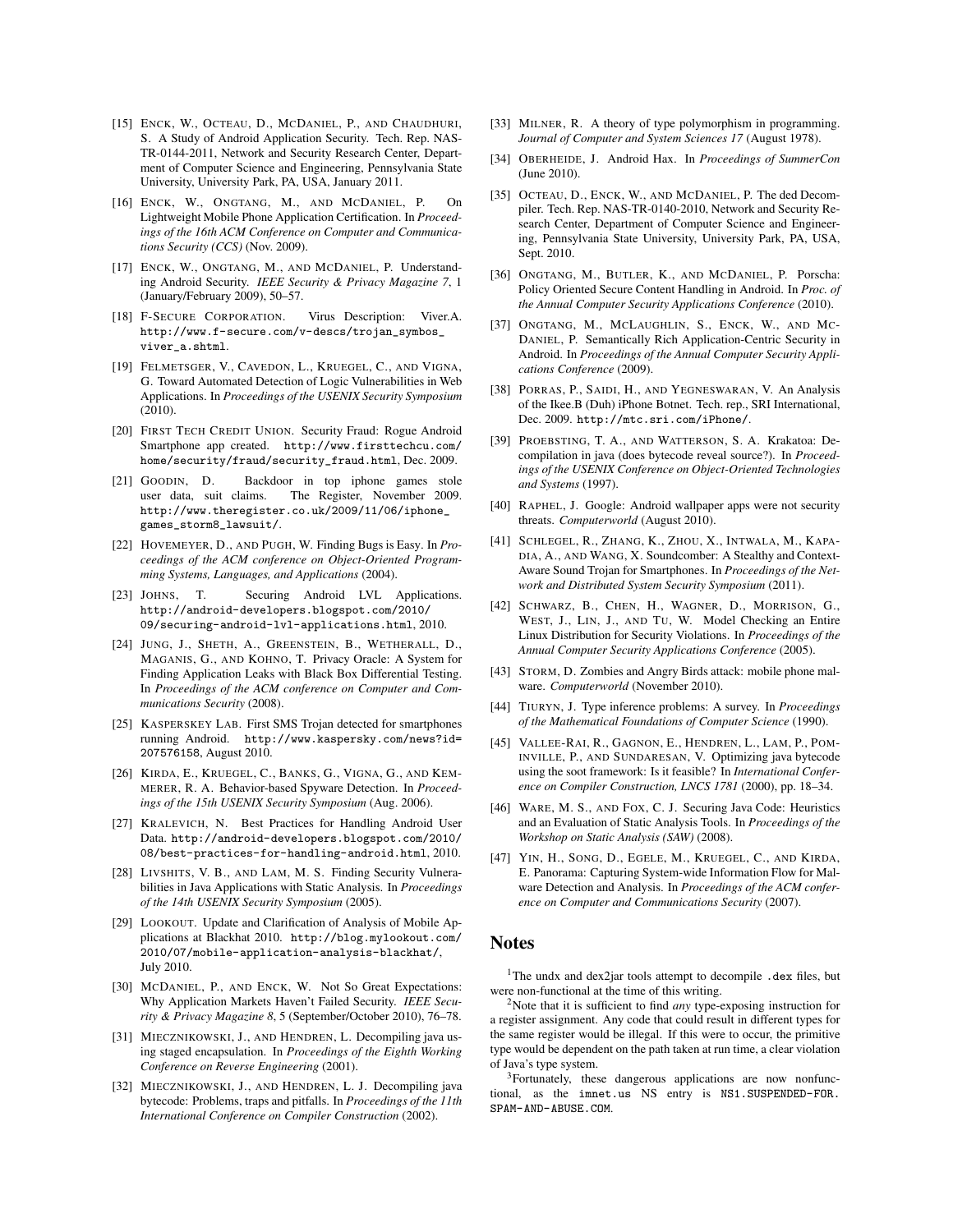[15] Enck, W., Octeau, D., McDaniel, P., and Chaudhuri, S. A Study of Android Application Security. Tech. Rep. NAS-TR-0144-2011, Network and Security Research Center, Department of Computer Science and Engineering, Pennsylvania State University, University Park, PA, USA, January 2011.

[16] Enck, W., Ongtang, M., and McDaniel, P. On Lightweight Mobile Phone Application Certification. In *Proceedings of the 16th ACM Conference on Computer and Communications Security (CCS)* (Nov. 2009).

[17] Enck, W., Ongtang, M., and McDaniel, P. Understanding Android Security. *IEEE Security & Privacy Magazine 7*, 1 (January/February 2009), 50–57.

[18] F-Secure Corporation. Virus Description: Viver.A. http://www.f-secure.com/v-descs/trojan_symbos_viver_a.shtml.

[19] Felmetsger, V., Cavedon, L., Kruegel, C., and Vigna, G. Toward Automated Detection of Logic Vulnerabilities in Web Applications. In *Proceedings of the USENIX Security Symposium* (2010).

[20] First Tech Credit Union. Security Fraud: Rogue Android Smartphone app created. http://www.firsttechcu.com/home/security/fraud/security_fraud.html, Dec. 2009.

[21] Goodin, D. Backdoor in top iphone games stole user data, suit claims. The Register, November 2009. http://www.theregister.co.uk/2009/11/06/iphone_games_storm8_lawsuit/.

[22] Hovemeyer, D., and Pugh, W. Finding Bugs is Easy. In *Proceedings of the ACM conference on Object-Oriented Programming Systems, Languages, and Applications* (2004).

[23] Johns, T. Securing Android LVL Applications. http://android-developers.blogspot.com/2010/09/securing-android-lvl-applications.html, 2010.

[24] Jung, J., Sheth, A., Greenstein, B., Wetherall, D., Maganis, G., and Kohno, T. Privacy Oracle: A System for Finding Application Leaks with Black Box Differential Testing. In *Proceedings of the ACM conference on Computer and Communications Security* (2008).

[25] Kaspersky Lab. First SMS Trojan detected for smartphones running Android. http://www.kaspersky.com/news?id=207576158, August 2010.

[26] Kirda, E., Kruegel, C., Banks, G., Vigna, G., and Kemmerer, R. A. Behavior-based Spyware Detection. In *Proceedings of the 15th USENIX Security Symposium* (Aug. 2006).

[27] Kralevich, N. Best Practices for Handling Android User Data. http://android-developers.blogspot.com/2010/08/best-practices-for-handling-android.html, 2010.

[28] Livshits, V. B., and Lam, M. S. Finding Security Vulnerabilities in Java Applications with Static Analysis. In *Proceedings of the 14th USENIX Security Symposium* (2005).

[29] Lookout. Update and Clarification of Analysis of Mobile Applications at Blackhat 2010. http://blog.mylookout.com/2010/07/mobile-application-analysis-blackhat/, July 2010.

[30] McDaniel, P., and Enck, W. Not So Great Expectations: Why Application Markets Haven't Failed Security. *IEEE Security & Privacy Magazine 8*, 5 (September/October 2010), 76–78.

[31] Miecznikowski, J., and Hendren, L. Decompiling java using staged encapsulation. In *Proceedings of the Eighth Working Conference on Reverse Engineering* (2001).

[32] Miecznikowski, J., and Hendren, L. J. Decompiling java bytecode: Problems, traps and pitfalls. In *Proceedings of the 11th International Conference on Compiler Construction* (2002).

[33] Milner, R. A theory of type polymorphism in programming. *Journal of Computer and System Sciences 17* (August 1978).

[34] Oberheide, J. Android Hax. In *Proceedings of SummerCon* (June 2010).

[35] Octeau, D., Enck, W., and McDaniel, P. The ded Decompiler. Tech. Rep. NAS-TR-0140-2010, Network and Security Research Center, Department of Computer Science and Engineering, Pennsylvania State University, University Park, PA, USA, Sept. 2010.

[36] Ongtang, M., Butler, K., and McDaniel, P. Porscha: Policy Oriented Secure Content Handling in Android. In *Proc. of the Annual Computer Security Applications Conference* (2010).

[37] Ongtang, M., McLaughlin, S., Enck, W., and McDaniel, P. Semantically Rich Application-Centric Security in Android. In *Proceedings of the Annual Computer Security Applications Conference* (2009).

[38] Porras, P., Saidi, H., and Yegneswaran, V. An Analysis of the Ikee.B (Duh) iPhone Botnet. Tech. rep., SRI International, Dec. 2009. http://mtc.sri.com/iPhone/.

[39] Proebsting, T. A., and Watterson, S. A. Krakatoa: Decompilation in java (does bytecode reveal source?). In *Proceedings of the USENIX Conference on Object-Oriented Technologies and Systems* (1997).

[40] Raphel, J. Google: Android wallpaper apps were not security threats. *Computerworld* (August 2010).

[41] Schlegel, R., Zhang, K., Zhou, X., Intwala, M., Kapadia, A., and Wang, X. Soundcomber: A Stealthy and Context-Aware Sound Trojan for Smartphones. In *Proceedings of the Network and Distributed System Security Symposium* (2011).

[42] Schwarz, B., Chen, H., Wagner, D., Morrison, G., West, J., Lin, J., and Tu, W. Model Checking an Entire Linux Distribution for Security Violations. In *Proceedings of the Annual Computer Security Applications Conference* (2005).

[43] Storm, D. Zombies and Angry Birds attack: mobile phone malware. *Computerworld* (November 2010).

[44] Tiuryn, J. Type inference problems: A survey. In *Proceedings of the Mathematical Foundations of Computer Science* (1990).

[45] Vallee-Rai, R., Gagnon, E., Hendren, L., Lam, P., Pominville, P., and Sundaresan, V. Optimizing java bytecode using the soot framework: Is it feasible? In *International Conference on Compiler Construction, LNCS 1781* (2000), pp. 18–34.

[46] Ware, M. S., and Fox, C. J. Securing Java Code: Heuristics and an Evaluation of Static Analysis Tools. In *Proceedings of the Workshop on Static Analysis (SAW)* (2008).

[47] Yin, H., Song, D., Egele, M., Kruegel, C., and Kirda, E. Panorama: Capturing System-wide Information Flow for Malware Detection and Analysis. In *Proceedings of the ACM conference on Computer and Communications Security* (2007).

## Notes

[1] The undx and dex2jar tools attempt to decompile .dex files, but were non-functional at the time of this writing.

[2] Note that it is sufficient to find *any* type-exposing instruction for a register assignment. Any code that could result in different types for the same register would be illegal. If this were to occur, the primitive type would be dependent on the path taken at run time, a clear violation of Java's type system.

[3] Fortunately, these dangerous applications are now nonfunctional, as the imnet.us NS entry is NS1.SUSPENDED-FOR.SPAM-AND-ABUSE.COM.